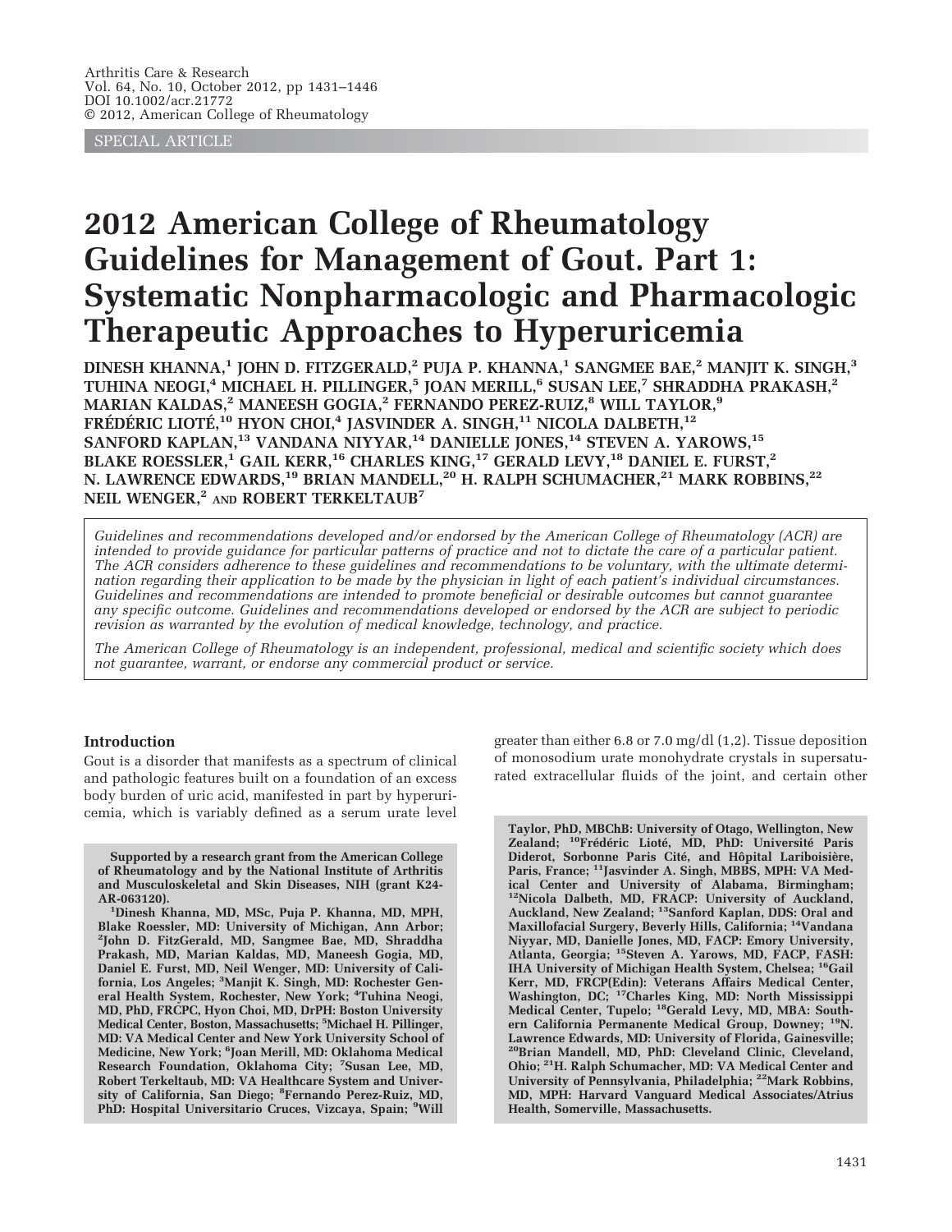SPECIAL ARTICLE

# 2012 American College of Rheumatology Guidelines for Management of Gout. Part 1: Systematic Nonpharmacologic and Pharmacologic Therapeutic Approaches to Hyperuricemia

**DINESH KHANNA,[1] JOHN D. FITZGERALD,[2] PUJA P. KHANNA,[1] SANGMEE BAE,[2] MANJIT K. SINGH,[3] TUHINA NEOGI,[4] MICHAEL H. PILLINGER,[5] JOAN MERILL,[6] SUSAN LEE,[7] SHRADDHA PRAKASH,[2] MARIAN KALDAS,[2] MANEESH GOGIA,[2] FERNANDO PEREZ-RUIZ,[8] WILL TAYLOR,[9] FRÉDÉRIC LIOTÉ,[10] HYON CHOI,[4] JASVINDER A. SINGH,[11] NICOLA DALBETH,[12] SANFORD KAPLAN,[13] VANDANA NIYYAR,[14] DANIELLE JONES,[14] STEVEN A. YAROWS,[15] BLAKE ROESSLER,[1] GAIL KERR,[16] CHARLES KING,[17] GERALD LEVY,[18] DANIEL E. FURST,[2] N. LAWRENCE EDWARDS,[19] BRIAN MANDELL,[20] H. RALPH SCHUMACHER,[21] MARK ROBBINS,[22] NEIL WENGER,[2] AND ROBERT TERKELTAUB[7]**

*Guidelines and recommendations developed and/or endorsed by the American College of Rheumatology (ACR) are intended to provide guidance for particular patterns of practice and not to dictate the care of a particular patient. The ACR considers adherence to these guidelines and recommendations to be voluntary, with the ultimate determination regarding their application to be made by the physician in light of each patient's individual circumstances. Guidelines and recommendations are intended to promote beneficial or desirable outcomes but cannot guarantee any specific outcome. Guidelines and recommendations developed or endorsed by the ACR are subject to periodic revision as warranted by the evolution of medical knowledge, technology, and practice.*

*The American College of Rheumatology is an independent, professional, medical and scientific society which does not guarantee, warrant, or endorse any commercial product or service.*

## Introduction

Gout is a disorder that manifests as a spectrum of clinical and pathologic features built on a foundation of an excess body burden of uric acid, manifested in part by hyperuricemia, which is variably defined as a serum urate level greater than either 6.8 or 7.0 mg/dl (1,2). Tissue deposition of monosodium urate monohydrate crystals in supersaturated extracellular fluids of the joint, and certain other

**Supported by a research grant from the American College of Rheumatology and by the National Institute of Arthritis and Musculoskeletal and Skin Diseases, NIH (grant K24-AR-063120).**

**[1]Dinesh Khanna, MD, MSc, Puja P. Khanna, MD, MPH, Blake Roessler, MD: University of Michigan, Ann Arbor; [2]John D. FitzGerald, MD, Sangmee Bae, MD, Shraddha Prakash, MD, Marian Kaldas, MD, Maneesh Gogia, MD, Daniel E. Furst, MD, Neil Wenger, MD: University of California, Los Angeles; [3]Manjit K. Singh, MD: Rochester General Health System, Rochester, New York; [4]Tuhina Neogi, MD, PhD, FRCPC, Hyon Choi, MD, DrPH: Boston University Medical Center, Boston, Massachusetts; [5]Michael H. Pillinger, MD: VA Medical Center and New York University School of Medicine, New York; [6]Joan Merill, MD: Oklahoma Medical Research Foundation, Oklahoma City; [7]Susan Lee, MD, Robert Terkeltaub, MD: VA Healthcare System and University of California, San Diego; [8]Fernando Perez-Ruiz, MD, PhD: Hospital Universitario Cruces, Vizcaya, Spain; [9]Will Taylor, PhD, MBChB: University of Otago, Wellington, New Zealand; [10]Frédéric Lioté, MD, PhD: Université Paris Diderot, Sorbonne Paris Cité, and Hôpital Lariboisière, Paris, France; [11]Jasvinder A. Singh, MBBS, MPH: VA Medical Center and University of Alabama, Birmingham; [12]Nicola Dalbeth, MD, FRACP: University of Auckland, Auckland, New Zealand; [13]Sanford Kaplan, DDS: Oral and Maxillofacial Surgery, Beverly Hills, California; [14]Vandana Niyyar, MD, Danielle Jones, MD, FACP: Emory University, Atlanta, Georgia; [15]Steven A. Yarows, MD, FACP, FASH: IHA University of Michigan Health System, Chelsea; [16]Gail Kerr, MD, FRCP(Edin): Veterans Affairs Medical Center, Washington, DC; [17]Charles King, MD: North Mississippi Medical Center, Tupelo; [18]Gerald Levy, MD, MBA: Southern California Permanente Medical Group, Downey; [19]N. Lawrence Edwards, MD: University of Florida, Gainesville; [20]Brian Mandell, MD, PhD: Cleveland Clinic, Cleveland, Ohio; [21]H. Ralph Schumacher, MD: VA Medical Center and University of Pennsylvania, Philadelphia; [22]Mark Robbins, MD, MPH: Harvard Vanguard Medical Associates/Atrius Health, Somerville, Massachusetts.**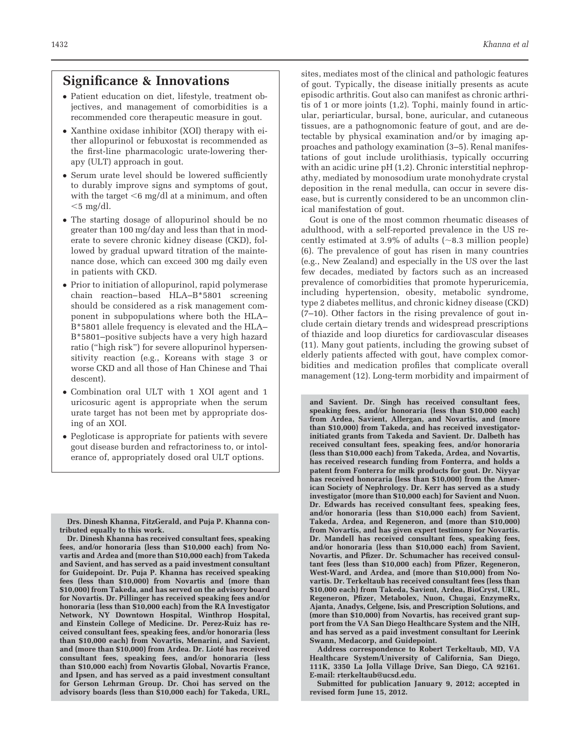## Significance & Innovations

- Patient education on diet, lifestyle, treatment objectives, and management of comorbidities is a recommended core therapeutic measure in gout.
- Xanthine oxidase inhibitor (XOI) therapy with either allopurinol or febuxostat is recommended as the first-line pharmacologic urate-lowering therapy (ULT) approach in gout.
- Serum urate level should be lowered sufficiently to durably improve signs and symptoms of gout, with the target <6 mg/dl at a minimum, and often <5 mg/dl.
- The starting dosage of allopurinol should be no greater than 100 mg/day and less than that in moderate to severe chronic kidney disease (CKD), followed by gradual upward titration of the maintenance dose, which can exceed 300 mg daily even in patients with CKD.
- Prior to initiation of allopurinol, rapid polymerase chain reaction–based HLA–B*5801 screening should be considered as a risk management component in subpopulations where both the HLA–B*5801 allele frequency is elevated and the HLA–B*5801–positive subjects have a very high hazard ratio ("high risk") for severe allopurinol hypersensitivity reaction (e.g., Koreans with stage 3 or worse CKD and all those of Han Chinese and Thai descent).
- Combination oral ULT with 1 XOI agent and 1 uricosuric agent is appropriate when the serum urate target has not been met by appropriate dosing of an XOI.
- Pegloticase is appropriate for patients with severe gout disease burden and refractoriness to, or intolerance of, appropriately dosed oral ULT options.

sites, mediates most of the clinical and pathologic features of gout. Typically, the disease initially presents as acute episodic arthritis. Gout also can manifest as chronic arthritis of 1 or more joints (1,2). Tophi, mainly found in articular, periarticular, bursal, bone, auricular, and cutaneous tissues, are a pathognomonic feature of gout, and are detectable by physical examination and/or by imaging approaches and pathology examination (3–5). Renal manifestations of gout include urolithiasis, typically occurring with an acidic urine pH (1,2). Chronic interstitial nephropathy, mediated by monosodium urate monohydrate crystal deposition in the renal medulla, can occur in severe disease, but is currently considered to be an uncommon clinical manifestation of gout.

Gout is one of the most common rheumatic diseases of adulthood, with a self-reported prevalence in the US recently estimated at 3.9% of adults (~8.3 million people) (6). The prevalence of gout has risen in many countries (e.g., New Zealand) and especially in the US over the last few decades, mediated by factors such as an increased prevalence of comorbidities that promote hyperuricemia, including hypertension, obesity, metabolic syndrome, type 2 diabetes mellitus, and chronic kidney disease (CKD) (7–10). Other factors in the rising prevalence of gout include certain dietary trends and widespread prescriptions of thiazide and loop diuretics for cardiovascular diseases (11). Many gout patients, including the growing subset of elderly patients affected with gout, have complex comorbidities and medication profiles that complicate overall management (12). Long-term morbidity and impairment of

**Drs. Dinesh Khanna, FitzGerald, and Puja P. Khanna contributed equally to this work.**

**Dr. Dinesh Khanna has received consultant fees, speaking fees, and/or honoraria (less than $10,000 each) from Novartis and Ardea and (more than $10,000 each) from Takeda and Savient, and has served as a paid investment consultant for Guidepoint. Dr. Puja P. Khanna has received speaking fees (less than $10,000) from Novartis and (more than $10,000) from Takeda, and has served on the advisory board for Novartis. Dr. Pillinger has received speaking fees and/or honoraria (less than $10,000 each) from the RA Investigator Network, NY Downtown Hospital, Winthrop Hospital, and Einstein College of Medicine. Dr. Perez-Ruiz has received consultant fees, speaking fees, and/or honoraria (less than $10,000 each) from Novartis, Menarini, and Savient, and (more than $10,000) from Ardea. Dr. Lioté has received consultant fees, speaking fees, and/or honoraria (less than $10,000 each) from Novartis Global, Novartis France, and Ipsen, and has served as a paid investment consultant for Gerson Lehrman Group. Dr. Choi has served on the advisory boards (less than $10,000 each) for Takeda, URL, and Savient. Dr. Singh has received consultant fees, speaking fees, and/or honoraria (less than $10,000 each) from Ardea, Savient, Allergan, and Novartis, and (more than $10,000) from Takeda, and has received investigator-initiated grants from Takeda and Savient. Dr. Dalbeth has received consultant fees, speaking fees, and/or honoraria (less than $10,000 each) from Takeda, Ardea, and Novartis, has received research funding from Fonterra, and holds a patent from Fonterra for milk products for gout. Dr. Niyyar has received honoraria (less than $10,000) from the American Society of Nephrology. Dr. Kerr has served as a study investigator (more than $10,000 each) for Savient and Nuon. Dr. Edwards has received consultant fees, speaking fees, and/or honoraria (less than $10,000 each) from Savient, Takeda, Ardea, and Regeneron, and (more than $10,000) from Novartis, and has given expert testimony for Novartis. Dr. Mandell has received consultant fees, speaking fees, and/or honoraria (less than $10,000 each) from Savient, Novartis, and Pfizer. Dr. Schumacher has received consultant fees (less than $10,000 each) from Pfizer, Regeneron, West-Ward, and Ardea, and (more than $10,000) from Novartis. Dr. Terkeltaub has received consultant fees (less than $10,000 each) from Takeda, Savient, Ardea, BioCryst, URL, Regeneron, Pfizer, Metabolex, Nuon, Chugai, EnzymeRx, Ajanta, Anadys, Celgene, Isis, and Prescription Solutions, and (more than $10,000) from Novartis, has received grant support from the VA San Diego Healthcare System and the NIH, and has served as a paid investment consultant for Leerink Swann, Medacorp, and Guidepoint.**

**Address correspondence to Robert Terkeltaub, MD, VA Healthcare System/University of California, San Diego, 111K, 3350 La Jolla Village Drive, San Diego, CA 92161. E-mail: rterkeltaub@ucsd.edu.**

**Submitted for publication January 9, 2012; accepted in revised form June 15, 2012.**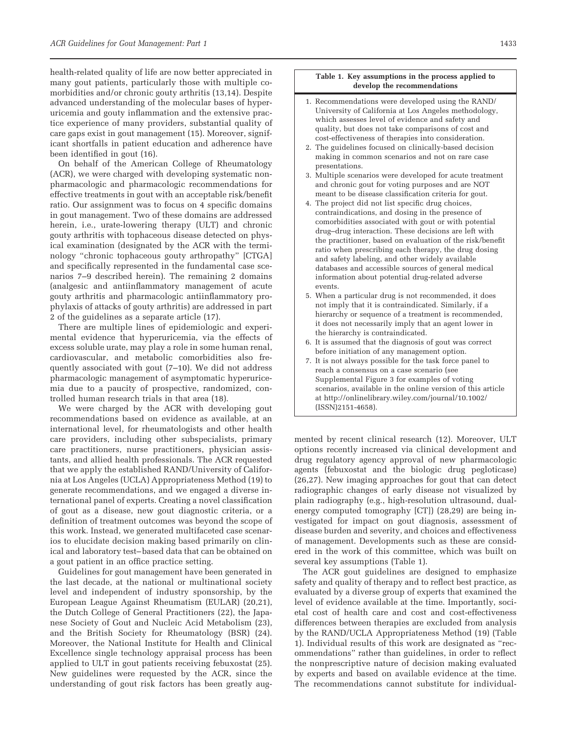health-related quality of life are now better appreciated in many gout patients, particularly those with multiple comorbidities and/or chronic gouty arthritis (13,14). Despite advanced understanding of the molecular bases of hyperuricemia and gouty inflammation and the extensive practice experience of many providers, substantial quality of care gaps exist in gout management (15). Moreover, significant shortfalls in patient education and adherence have been identified in gout (16).

On behalf of the American College of Rheumatology (ACR), we were charged with developing systematic nonpharmacologic and pharmacologic recommendations for effective treatments in gout with an acceptable risk/benefit ratio. Our assignment was to focus on 4 specific domains in gout management. Two of these domains are addressed herein, i.e., urate-lowering therapy (ULT) and chronic gouty arthritis with tophaceous disease detected on physical examination (designated by the ACR with the terminology "chronic tophaceous gouty arthropathy" [CTGA] and specifically represented in the fundamental case scenarios 7–9 described herein). The remaining 2 domains (analgesic and antiinflammatory management of acute gouty arthritis and pharmacologic antiinflammatory prophylaxis of attacks of gouty arthritis) are addressed in part 2 of the guidelines as a separate article (17).

There are multiple lines of epidemiologic and experimental evidence that hyperuricemia, via the effects of excess soluble urate, may play a role in some human renal, cardiovascular, and metabolic comorbidities also frequently associated with gout (7–10). We did not address pharmacologic management of asymptomatic hyperuricemia due to a paucity of prospective, randomized, controlled human research trials in that area (18).

We were charged by the ACR with developing gout recommendations based on evidence as available, at an international level, for rheumatologists and other health care providers, including other subspecialists, primary care practitioners, nurse practitioners, physician assistants, and allied health professionals. The ACR requested that we apply the established RAND/University of California at Los Angeles (UCLA) Appropriateness Method (19) to generate recommendations, and we engaged a diverse international panel of experts. Creating a novel classification of gout as a disease, new gout diagnostic criteria, or a definition of treatment outcomes was beyond the scope of this work. Instead, we generated multifaceted case scenarios to elucidate decision making based primarily on clinical and laboratory test–based data that can be obtained on a gout patient in an office practice setting.

Guidelines for gout management have been generated in the last decade, at the national or multinational society level and independent of industry sponsorship, by the European League Against Rheumatism (EULAR) (20,21), the Dutch College of General Practitioners (22), the Japanese Society of Gout and Nucleic Acid Metabolism (23), and the British Society for Rheumatology (BSR) (24). Moreover, the National Institute for Health and Clinical Excellence single technology appraisal process has been applied to ULT in gout patients receiving febuxostat (25). New guidelines were requested by the ACR, since the understanding of gout risk factors has been greatly augmented by recent clinical research (12). Moreover, ULT options recently increased via clinical development and drug regulatory agency approval of new pharmacologic agents (febuxostat and the biologic drug pegloticase) (26,27). New imaging approaches for gout that can detect radiographic changes of early disease not visualized by plain radiography (e.g., high-resolution ultrasound, dual-energy computed tomography [CT]) (28,29) are being investigated for impact on gout diagnosis, assessment of disease burden and severity, and choices and effectiveness of management. Developments such as these are considered in the work of this committee, which was built on several key assumptions (Table 1).

**Table 1. Key assumptions in the process applied to develop the recommendations**

1. Recommendations were developed using the RAND/University of California at Los Angeles methodology, which assesses level of evidence and safety and quality, but does not take comparisons of cost and cost-effectiveness of therapies into consideration.
2. The guidelines focused on clinically-based decision making in common scenarios and not on rare case presentations.
3. Multiple scenarios were developed for acute treatment and chronic gout for voting purposes and are NOT meant to be disease classification criteria for gout.
4. The project did not list specific drug choices, contraindications, and dosing in the presence of comorbidities associated with gout or with potential drug–drug interaction. These decisions are left with the practitioner, based on evaluation of the risk/benefit ratio when prescribing each therapy, the drug dosing and safety labeling, and other widely available databases and accessible sources of general medical information about potential drug-related adverse events.
5. When a particular drug is not recommended, it does not imply that it is contraindicated. Similarly, if a hierarchy or sequence of a treatment is recommended, it does not necessarily imply that an agent lower in the hierarchy is contraindicated.
6. It is assumed that the diagnosis of gout was correct before initiation of any management option.
7. It is not always possible for the task force panel to reach a consensus on a case scenario (see Supplemental Figure 3 for examples of voting scenarios, available in the online version of this article at http://onlinelibrary.wiley.com/journal/10.1002/(ISSN)2151-4658).

The ACR gout guidelines are designed to emphasize safety and quality of therapy and to reflect best practice, as evaluated by a diverse group of experts that examined the level of evidence available at the time. Importantly, societal cost of health care and cost and cost-effectiveness differences between therapies are excluded from analysis by the RAND/UCLA Appropriateness Method (19) (Table 1). Individual results of this work are designated as "recommendations" rather than guidelines, in order to reflect the nonprescriptive nature of decision making evaluated by experts and based on available evidence at the time. The recommendations cannot substitute for individual-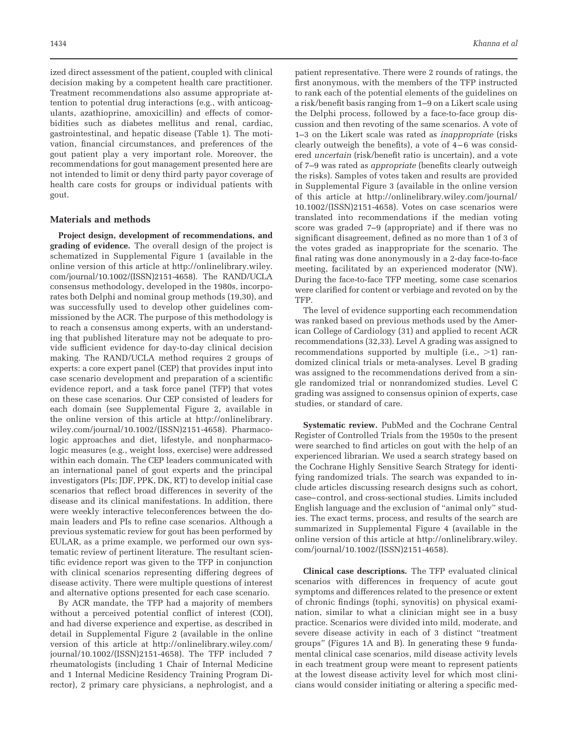ized direct assessment of the patient, coupled with clinical decision making by a competent health care practitioner. Treatment recommendations also assume appropriate attention to potential drug interactions (e.g., with anticoagulants, azathioprine, amoxicillin) and effects of comorbidities such as diabetes mellitus and renal, cardiac, gastrointestinal, and hepatic disease (Table 1). The motivation, financial circumstances, and preferences of the gout patient play a very important role. Moreover, the recommendations for gout management presented here are not intended to limit or deny third party payor coverage of health care costs for groups or individual patients with gout.

## Materials and methods

**Project design, development of recommendations, and grading of evidence.** The overall design of the project is schematized in Supplemental Figure 1 (available in the online version of this article at http://onlinelibrary.wiley.com/journal/10.1002/(ISSN)2151-4658). The RAND/UCLA consensus methodology, developed in the 1980s, incorporates both Delphi and nominal group methods (19,30), and was successfully used to develop other guidelines commissioned by the ACR. The purpose of this methodology is to reach a consensus among experts, with an understanding that published literature may not be adequate to provide sufficient evidence for day-to-day clinical decision making. The RAND/UCLA method requires 2 groups of experts: a core expert panel (CEP) that provides input into case scenario development and preparation of a scientific evidence report, and a task force panel (TFP) that votes on these case scenarios. Our CEP consisted of leaders for each domain (see Supplemental Figure 2, available in the online version of this article at http://onlinelibrary.wiley.com/journal/10.1002/(ISSN)2151-4658). Pharmacologic approaches and diet, lifestyle, and nonpharmacologic measures (e.g., weight loss, exercise) were addressed within each domain. The CEP leaders communicated with an international panel of gout experts and the principal investigators (PIs; JDF, PPK, DK, RT) to develop initial case scenarios that reflect broad differences in severity of the disease and its clinical manifestations. In addition, there were weekly interactive teleconferences between the domain leaders and PIs to refine case scenarios. Although a previous systematic review for gout has been performed by EULAR, as a prime example, we performed our own systematic review of pertinent literature. The resultant scientific evidence report was given to the TFP in conjunction with clinical scenarios representing differing degrees of disease activity. There were multiple questions of interest and alternative options presented for each case scenario.

By ACR mandate, the TFP had a majority of members without a perceived potential conflict of interest (COI), and had diverse experience and expertise, as described in detail in Supplemental Figure 2 (available in the online version of this article at http://onlinelibrary.wiley.com/journal/10.1002/(ISSN)2151-4658). The TFP included 7 rheumatologists (including 1 Chair of Internal Medicine and 1 Internal Medicine Residency Training Program Director), 2 primary care physicians, a nephrologist, and a patient representative. There were 2 rounds of ratings, the first anonymous, with the members of the TFP instructed to rank each of the potential elements of the guidelines on a risk/benefit basis ranging from 1–9 on a Likert scale using the Delphi process, followed by a face-to-face group discussion and then revoting of the same scenarios. A vote of 1–3 on the Likert scale was rated as *inappropriate* (risks clearly outweigh the benefits), a vote of 4–6 was considered *uncertain* (risk/benefit ratio is uncertain), and a vote of 7–9 was rated as *appropriate* (benefits clearly outweigh the risks). Samples of votes taken and results are provided in Supplemental Figure 3 (available in the online version of this article at http://onlinelibrary.wiley.com/journal/10.1002/(ISSN)2151-4658). Votes on case scenarios were translated into recommendations if the median voting score was graded 7–9 (appropriate) and if there was no significant disagreement, defined as no more than 1 of 3 of the votes graded as inappropriate for the scenario. The final rating was done anonymously in a 2-day face-to-face meeting, facilitated by an experienced moderator (NW). During the face-to-face TFP meeting, some case scenarios were clarified for content or verbiage and revoted on by the TFP.

The level of evidence supporting each recommendation was ranked based on previous methods used by the American College of Cardiology (31) and applied to recent ACR recommendations (32,33). Level A grading was assigned to recommendations supported by multiple (i.e., $>1$) randomized clinical trials or meta-analyses. Level B grading was assigned to the recommendations derived from a single randomized trial or nonrandomized studies. Level C grading was assigned to consensus opinion of experts, case studies, or standard of care.

**Systematic review.** PubMed and the Cochrane Central Register of Controlled Trials from the 1950s to the present were searched to find articles on gout with the help of an experienced librarian. We used a search strategy based on the Cochrane Highly Sensitive Search Strategy for identifying randomized trials. The search was expanded to include articles discussing research designs such as cohort, case–control, and cross-sectional studies. Limits included English language and the exclusion of "animal only" studies. The exact terms, process, and results of the search are summarized in Supplemental Figure 4 (available in the online version of this article at http://onlinelibrary.wiley.com/journal/10.1002/(ISSN)2151-4658).

**Clinical case descriptions.** The TFP evaluated clinical scenarios with differences in frequency of acute gout symptoms and differences related to the presence or extent of chronic findings (tophi, synovitis) on physical examination, similar to what a clinician might see in a busy practice. Scenarios were divided into mild, moderate, and severe disease activity in each of 3 distinct "treatment groups" (Figures 1A and B). In generating these 9 fundamental clinical case scenarios, mild disease activity levels in each treatment group were meant to represent patients at the lowest disease activity level for which most clinicians would consider initiating or altering a specific med-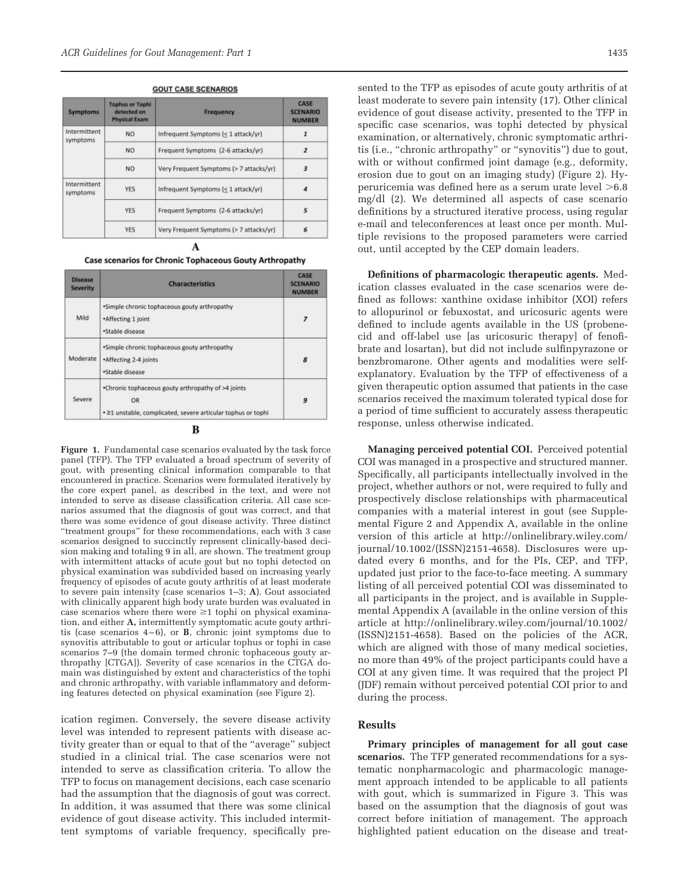**GOUT CASE SCENARIOS**

| Symptoms | Tophus or Tophi detected on Physical Exam | Frequency | CASE SCENARIO NUMBER |
|---|---|---|---|
| Intermittent symptoms | NO | Infrequent Symptoms (≤ 1 attack/yr) | 1 |
| | NO | Frequent Symptoms (2-6 attacks/yr) | 2 |
| | NO | Very Frequent Symptoms (> 7 attacks/yr) | 3 |
| Intermittent symptoms | YES | Infrequent Symptoms (≤ 1 attack/yr) | 4 |
| | YES | Frequent Symptoms (2-6 attacks/yr) | 5 |
| | YES | Very Frequent Symptoms (> 7 attacks/yr) | 6 |

**A**

**Case scenarios for Chronic Tophaceous Gouty Arthropathy**

| Disease Severity | Characteristics | CASE SCENARIO NUMBER |
|---|---|---|
| Mild | •Simple chronic tophaceous gouty arthropathy •Affecting 1 joint •Stable disease | 7 |
| Moderate | •Simple chronic tophaceous gouty arthropathy •Affecting 2-4 joints •Stable disease | 8 |
| Severe | •Chronic tophaceous gouty arthropathy of >4 joints OR •≥1 unstable, complicated, severe articular tophus or tophi | 9 |

**B**

**Figure 1.** Fundamental case scenarios evaluated by the task force panel (TFP). The TFP evaluated a broad spectrum of severity of gout, with presenting clinical information comparable to that encountered in practice. Scenarios were formulated iteratively by the core expert panel, as described in the text, and were not intended to serve as disease classification criteria. All case scenarios assumed that the diagnosis of gout was correct, and that there was some evidence of gout disease activity. Three distinct "treatment groups" for these recommendations, each with 3 case scenarios designed to succinctly represent clinically-based decision making and totaling 9 in all, are shown. The treatment group with intermittent attacks of acute gout but no tophi detected on physical examination was subdivided based on increasing yearly frequency of episodes of acute gouty arthritis of at least moderate to severe pain intensity (case scenarios 1–3; **A**). Gout associated with clinically apparent high body urate burden was evaluated in case scenarios where there were ≥1 tophi on physical examination, and either **A,** intermittently symptomatic acute gouty arthritis (case scenarios 4–6), or **B**, chronic joint symptoms due to synovitis attributable to gout or articular tophus or tophi in case scenarios 7–9 (the domain termed chronic tophaceous gouty arthropathy [CTGA]). Severity of case scenarios in the CTGA domain was distinguished by extent and characteristics of the tophi and chronic arthropathy, with variable inflammatory and deforming features detected on physical examination (see Figure 2).

ication regimen. Conversely, the severe disease activity level was intended to represent patients with disease activity greater than or equal to that of the "average" subject studied in a clinical trial. The case scenarios were not intended to serve as classification criteria. To allow the TFP to focus on management decisions, each case scenario had the assumption that the diagnosis of gout was correct. In addition, it was assumed that there was some clinical evidence of gout disease activity. This included intermittent symptoms of variable frequency, specifically presented to the TFP as episodes of acute gouty arthritis of at least moderate to severe pain intensity (17). Other clinical evidence of gout disease activity, presented to the TFP in specific case scenarios, was tophi detected by physical examination, or alternatively, chronic symptomatic arthritis (i.e., "chronic arthropathy" or "synovitis") due to gout, with or without confirmed joint damage (e.g., deformity, erosion due to gout on an imaging study) (Figure 2). Hyperuricemia was defined here as a serum urate level >6.8 mg/dl (2). We determined all aspects of case scenario definitions by a structured iterative process, using regular e-mail and teleconferences at least once per month. Multiple revisions to the proposed parameters were carried out, until accepted by the CEP domain leaders.

**Definitions of pharmacologic therapeutic agents.** Medication classes evaluated in the case scenarios were defined as follows: xanthine oxidase inhibitor (XOI) refers to allopurinol or febuxostat, and uricosuric agents were defined to include agents available in the US (probenecid and off-label use [as uricosuric therapy] of fenofibrate and losartan), but did not include sulfinpyrazone or benzbromarone. Other agents and modalities were self-explanatory. Evaluation by the TFP of effectiveness of a given therapeutic option assumed that patients in the case scenarios received the maximum tolerated typical dose for a period of time sufficient to accurately assess therapeutic response, unless otherwise indicated.

**Managing perceived potential COI.** Perceived potential COI was managed in a prospective and structured manner. Specifically, all participants intellectually involved in the project, whether authors or not, were required to fully and prospectively disclose relationships with pharmaceutical companies with a material interest in gout (see Supplemental Figure 2 and Appendix A, available in the online version of this article at http://onlinelibrary.wiley.com/journal/10.1002/(ISSN)2151-4658). Disclosures were updated every 6 months, and for the PIs, CEP, and TFP, updated just prior to the face-to-face meeting. A summary listing of all perceived potential COI was disseminated to all participants in the project, and is available in Supplemental Appendix A (available in the online version of this article at http://onlinelibrary.wiley.com/journal/10.1002/(ISSN)2151-4658). Based on the policies of the ACR, which are aligned with those of many medical societies, no more than 49% of the project participants could have a COI at any given time. It was required that the project PI (JDF) remain without perceived potential COI prior to and during the process.

## Results

**Primary principles of management for all gout case scenarios.** The TFP generated recommendations for a systematic nonpharmacologic and pharmacologic management approach intended to be applicable to all patients with gout, which is summarized in Figure 3. This was based on the assumption that the diagnosis of gout was correct before initiation of management. The approach highlighted patient education on the disease and treat-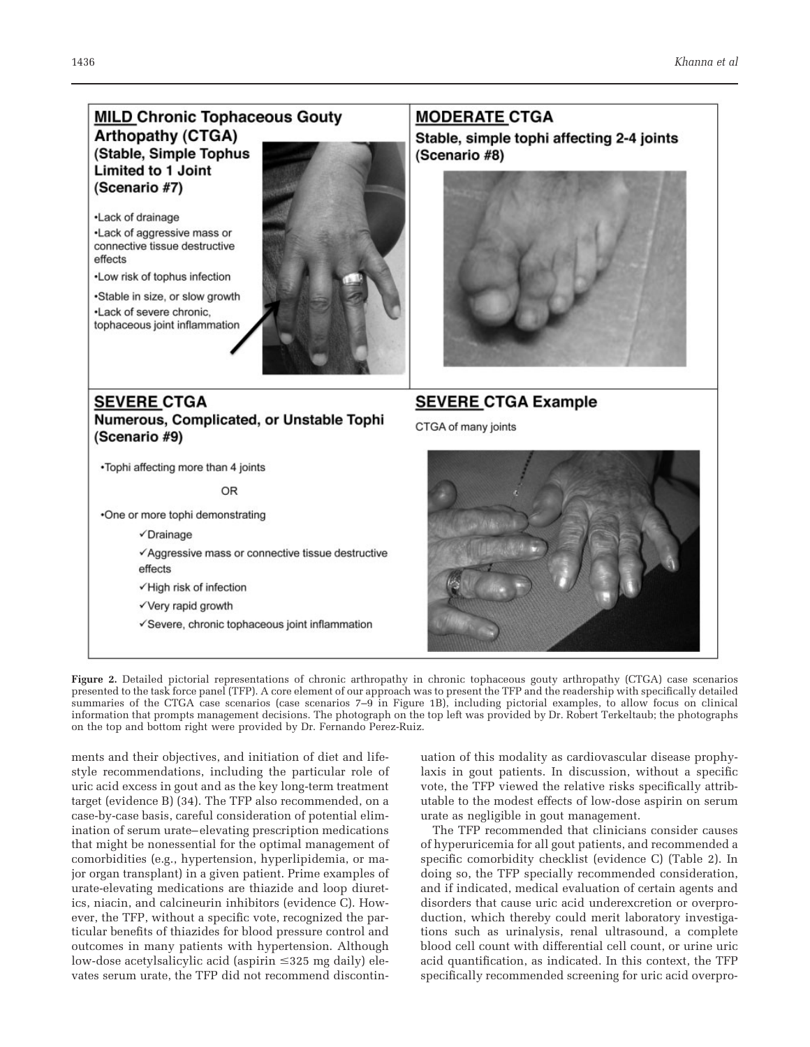**MILD Chronic Tophaceous Gouty Arthopathy (CTGA) (Stable, Simple Tophus Limited to 1 Joint (Scenario #7)**

- Lack of drainage
- Lack of aggressive mass or connective tissue destructive effects
- Low risk of tophus infection
- Stable in size, or slow growth
- Lack of severe chronic, tophaceous joint inflammation

**MODERATE CTGA**
**Stable, simple tophi affecting 2-4 joints (Scenario #8)**

**SEVERE CTGA**
**Numerous, Complicated, or Unstable Tophi (Scenario #9)**

- Tophi affecting more than 4 joints

OR

- One or more tophi demonstrating
  - ✓Drainage
  - ✓Aggressive mass or connective tissue destructive effects
  - ✓High risk of infection
  - ✓Very rapid growth
  - ✓Severe, chronic tophaceous joint inflammation

**SEVERE CTGA Example**

CTGA of many joints

**Figure 2.** Detailed pictorial representations of chronic arthropathy in chronic tophaceous gouty arthropathy (CTGA) case scenarios presented to the task force panel (TFP). A core element of our approach was to present the TFP and the readership with specifically detailed summaries of the CTGA case scenarios (case scenarios 7–9 in Figure 1B), including pictorial examples, to allow focus on clinical information that prompts management decisions. The photograph on the top left was provided by Dr. Robert Terkeltaub; the photographs on the top and bottom right were provided by Dr. Fernando Perez-Ruiz.

ments and their objectives, and initiation of diet and lifestyle recommendations, including the particular role of uric acid excess in gout and as the key long-term treatment target (evidence B) (34). The TFP also recommended, on a case-by-case basis, careful consideration of potential elimination of serum urate–elevating prescription medications that might be nonessential for the optimal management of comorbidities (e.g., hypertension, hyperlipidemia, or major organ transplant) in a given patient. Prime examples of urate-elevating medications are thiazide and loop diuretics, niacin, and calcineurin inhibitors (evidence C). However, the TFP, without a specific vote, recognized the particular benefits of thiazides for blood pressure control and outcomes in many patients with hypertension. Although low-dose acetylsalicylic acid (aspirin ≤325 mg daily) elevates serum urate, the TFP did not recommend discontinuation of this modality as cardiovascular disease prophylaxis in gout patients. In discussion, without a specific vote, the TFP viewed the relative risks specifically attributable to the modest effects of low-dose aspirin on serum urate as negligible in gout management.

The TFP recommended that clinicians consider causes of hyperuricemia for all gout patients, and recommended a specific comorbidity checklist (evidence C) (Table 2). In doing so, the TFP specially recommended consideration, and if indicated, medical evaluation of certain agents and disorders that cause uric acid underexcretion or overproduction, which thereby could merit laboratory investigations such as urinalysis, renal ultrasound, a complete blood cell count with differential cell count, or urine uric acid quantification, as indicated. In this context, the TFP specifically recommended screening for uric acid overpro-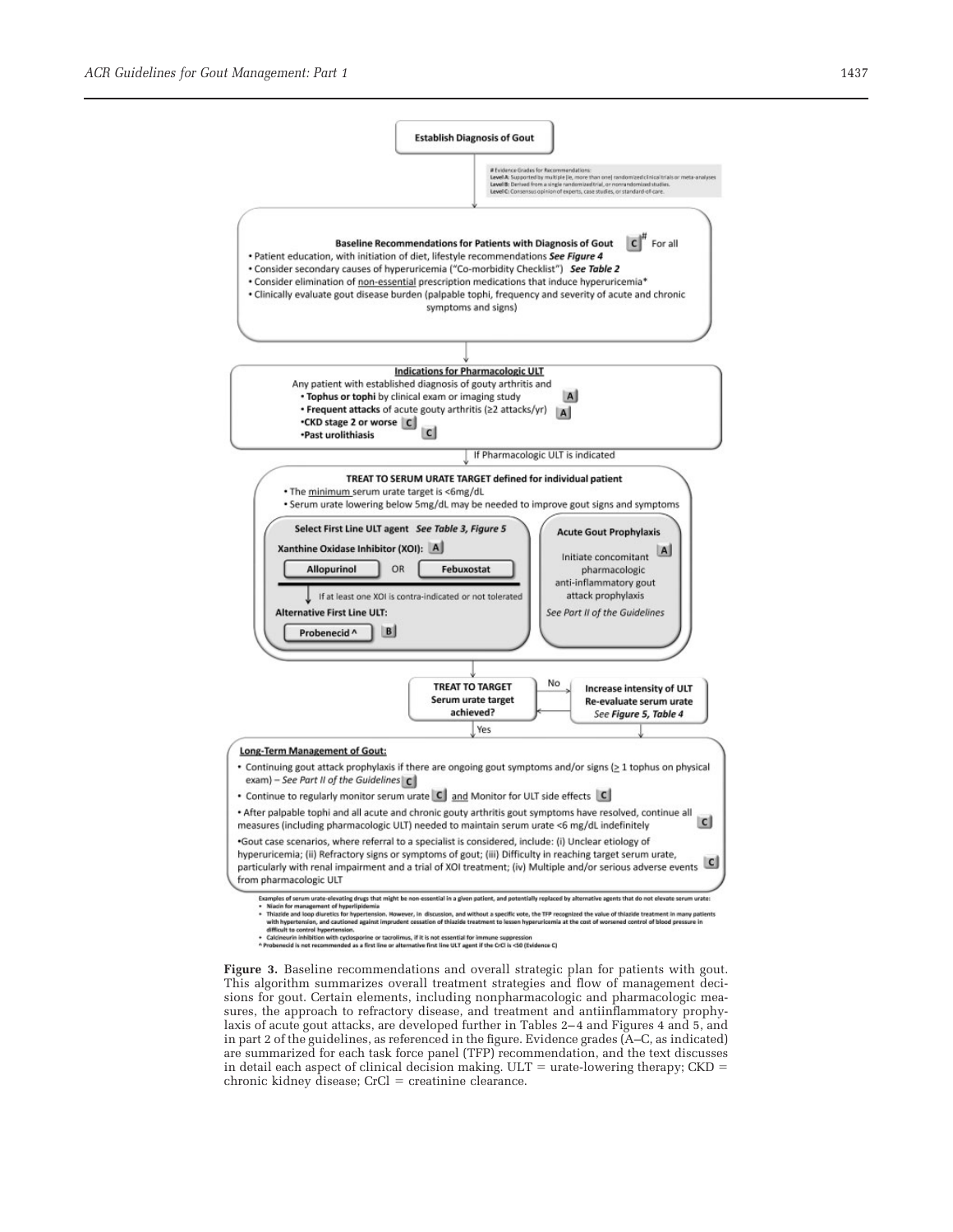**Establish Diagnosis of Gout**

# Evidence Grades for Recommendations:
Level A: Supported by multiple (ie, more than one) randomized clinical trials or meta-analyses
Level B: Derived from a single randomized trial, or nonrandomized studies.
Level C: Consensus opinion of experts, case studies, or standard-of-care.

**Baseline Recommendations for Patients with Diagnosis of Gout** C# For all

- Patient education, with initiation of diet, lifestyle recommendations ***See Figure 4***
- Consider secondary causes of hyperuricemia ("Co-morbidity Checklist") ***See Table 2***
- Consider elimination of non-essential prescription medications that induce hyperuricemia*
- Clinically evaluate gout disease burden (palpable tophi, frequency and severity of acute and chronic symptoms and signs)

**Indications for Pharmacologic ULT**

Any patient with established diagnosis of gouty arthritis and

- **Tophus or tophi** by clinical exam or imaging study A
- **Frequent attacks** of acute gouty arthritis (≥2 attacks/yr) A
- **CKD stage 2 or worse** C
- **Past urolithiasis** C

If Pharmacologic ULT is indicated

**TREAT TO SERUM URATE TARGET defined for individual patient**

- The minimum serum urate target is <6mg/dL
- Serum urate lowering below 5mg/dL may be needed to improve gout signs and symptoms

**Select First Line ULT agent** ***See Table 3, Figure 5***

**Xanthine Oxidase Inhibitor (XOI):** A

**Allopurinol** OR **Febuxostat**

If at least one XOI is contra-indicated or not tolerated

**Alternative First Line ULT:**

**Probenecid ^** B

**Acute Gout Prophylaxis**

Initiate concomitant pharmacologic anti-inflammatory gout attack prophylaxis A

*See Part II of the Guidelines*

**TREAT TO TARGET Serum urate target achieved?**

No → **Increase intensity of ULT Re-evaluate serum urate** ***See Figure 5, Table 4***

Yes

**Long-Term Management of Gout:**

- Continuing gout attack prophylaxis if there are ongoing gout symptoms and/or signs (≥ 1 tophus on physical exam) – *See Part II of the Guidelines* C
- Continue to regularly monitor serum urate C and Monitor for ULT side effects C
- After palpable tophi and all acute and chronic gouty arthritis gout symptoms have resolved, continue all measures (including pharmacologic ULT) needed to maintain serum urate <6 mg/dL indefinitely C
- Gout case scenarios, where referral to a specialist is considered, include: (i) Unclear etiology of hyperuricemia; (ii) Refractory signs or symptoms of gout; (iii) Difficulty in reaching target serum urate, particularly with renal impairment and a trial of XOI treatment; (iv) Multiple and/or serious adverse events from pharmacologic ULT C

Examples of serum urate-elevating drugs that might be non-essential in a given patient, and potentially replaced by alternative agents that do not elevate serum urate:
- Niacin for management of hyperlipidemia
- Thiazide and loop diuretics for hypertension. However, in discussion, and without a specific vote, the TFP recognized the value of thiazide treatment in many patients with hypertension, and cautioned against imprudent cessation of thiazide treatment to lessen hyperuricemia at the cost of worsened control of blood pressure in difficult to control hypertension.
- Calcineurin inhibition with cyclosporine or tacrolimus, if it is not essential for immune suppression

^ Probenecid is not recommended as a first line or alternative first line ULT agent if the CrCl is <50 (Evidence C)

**Figure 3.** Baseline recommendations and overall strategic plan for patients with gout. This algorithm summarizes overall treatment strategies and flow of management decisions for gout. Certain elements, including nonpharmacologic and pharmacologic measures, the approach to refractory disease, and treatment and antiinflammatory prophylaxis of acute gout attacks, are developed further in Tables 2–4 and Figures 4 and 5, and in part 2 of the guidelines, as referenced in the figure. Evidence grades (A–C, as indicated) are summarized for each task force panel (TFP) recommendation, and the text discusses in detail each aspect of clinical decision making. ULT = urate-lowering therapy; CKD = chronic kidney disease; CrCl = creatinine clearance.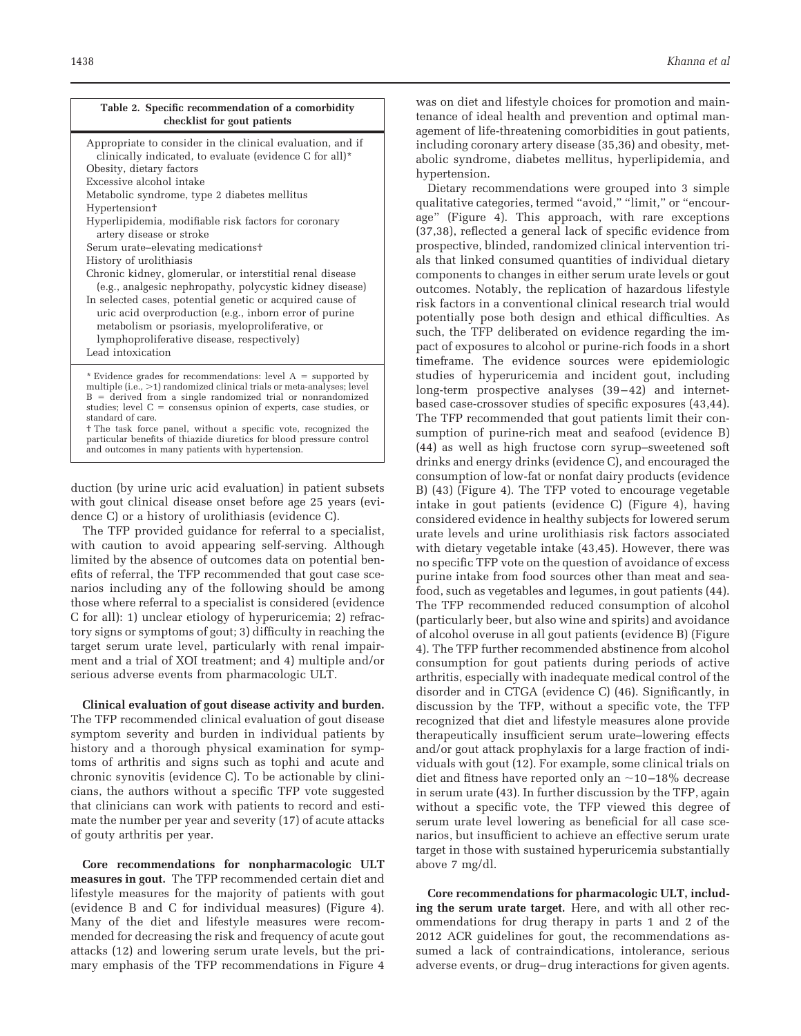**Table 2. Specific recommendation of a comorbidity checklist for gout patients**

| |
|---|
| Appropriate to consider in the clinical evaluation, and if clinically indicated, to evaluate (evidence C for all)* |
| Obesity, dietary factors |
| Excessive alcohol intake |
| Metabolic syndrome, type 2 diabetes mellitus |
| Hypertension† |
| Hyperlipidemia, modifiable risk factors for coronary artery disease or stroke |
| Serum urate–elevating medications† |
| History of urolithiasis |
| Chronic kidney, glomerular, or interstitial renal disease (e.g., analgesic nephropathy, polycystic kidney disease) |
| In selected cases, potential genetic or acquired cause of uric acid overproduction (e.g., inborn error of purine metabolism or psoriasis, myeloproliferative, or lymphoproliferative disease, respectively) |
| Lead intoxication |

\* Evidence grades for recommendations: level A = supported by multiple (i.e., >1) randomized clinical trials or meta-analyses; level B = derived from a single randomized trial or nonrandomized studies; level C = consensus opinion of experts, case studies, or standard of care.

† The task force panel, without a specific vote, recognized the particular benefits of thiazide diuretics for blood pressure control and outcomes in many patients with hypertension.

duction (by urine uric acid evaluation) in patient subsets with gout clinical disease onset before age 25 years (evidence C) or a history of urolithiasis (evidence C).

The TFP provided guidance for referral to a specialist, with caution to avoid appearing self-serving. Although limited by the absence of outcomes data on potential benefits of referral, the TFP recommended that gout case scenarios including any of the following should be among those where referral to a specialist is considered (evidence C for all): 1) unclear etiology of hyperuricemia; 2) refractory signs or symptoms of gout; 3) difficulty in reaching the target serum urate level, particularly with renal impairment and a trial of XOI treatment; and 4) multiple and/or serious adverse events from pharmacologic ULT.

**Clinical evaluation of gout disease activity and burden.** The TFP recommended clinical evaluation of gout disease symptom severity and burden in individual patients by history and a thorough physical examination for symptoms of arthritis and signs such as tophi and acute and chronic synovitis (evidence C). To be actionable by clinicians, the authors without a specific TFP vote suggested that clinicians can work with patients to record and estimate the number per year and severity (17) of acute attacks of gouty arthritis per year.

**Core recommendations for nonpharmacologic ULT measures in gout.** The TFP recommended certain diet and lifestyle measures for the majority of patients with gout (evidence B and C for individual measures) (Figure 4). Many of the diet and lifestyle measures were recommended for decreasing the risk and frequency of acute gout attacks (12) and lowering serum urate levels, but the primary emphasis of the TFP recommendations in Figure 4 was on diet and lifestyle choices for promotion and maintenance of ideal health and prevention and optimal management of life-threatening comorbidities in gout patients, including coronary artery disease (35,36) and obesity, metabolic syndrome, diabetes mellitus, hyperlipidemia, and hypertension.

Dietary recommendations were grouped into 3 simple qualitative categories, termed "avoid," "limit," or "encourage" (Figure 4). This approach, with rare exceptions (37,38), reflected a general lack of specific evidence from prospective, blinded, randomized clinical intervention trials that linked consumed quantities of individual dietary components to changes in either serum urate levels or gout outcomes. Notably, the replication of hazardous lifestyle risk factors in a conventional clinical research trial would potentially pose both design and ethical difficulties. As such, the TFP deliberated on evidence regarding the impact of exposures to alcohol or purine-rich foods in a short timeframe. The evidence sources were epidemiologic studies of hyperuricemia and incident gout, including long-term prospective analyses (39–42) and internet-based case-crossover studies of specific exposures (43,44). The TFP recommended that gout patients limit their consumption of purine-rich meat and seafood (evidence B) (44) as well as high fructose corn syrup–sweetened soft drinks and energy drinks (evidence C), and encouraged the consumption of low-fat or nonfat dairy products (evidence B) (43) (Figure 4). The TFP voted to encourage vegetable intake in gout patients (evidence C) (Figure 4), having considered evidence in healthy subjects for lowered serum urate levels and urine urolithiasis risk factors associated with dietary vegetable intake (43,45). However, there was no specific TFP vote on the question of avoidance of excess purine intake from food sources other than meat and seafood, such as vegetables and legumes, in gout patients (44). The TFP recommended reduced consumption of alcohol (particularly beer, but also wine and spirits) and avoidance of alcohol overuse in all gout patients (evidence B) (Figure 4). The TFP further recommended abstinence from alcohol consumption for gout patients during periods of active arthritis, especially with inadequate medical control of the disorder and in CTGA (evidence C) (46). Significantly, in discussion by the TFP, without a specific vote, the TFP recognized that diet and lifestyle measures alone provide therapeutically insufficient serum urate–lowering effects and/or gout attack prophylaxis for a large fraction of individuals with gout (12). For example, some clinical trials on diet and fitness have reported only an ~10–18% decrease in serum urate (43). In further discussion by the TFP, again without a specific vote, the TFP viewed this degree of serum urate level lowering as beneficial for all case scenarios, but insufficient to achieve an effective serum urate target in those with sustained hyperuricemia substantially above 7 mg/dl.

**Core recommendations for pharmacologic ULT, including the serum urate target.** Here, and with all other recommendations for drug therapy in parts 1 and 2 of the 2012 ACR guidelines for gout, the recommendations assumed a lack of contraindications, intolerance, serious adverse events, or drug–drug interactions for given agents.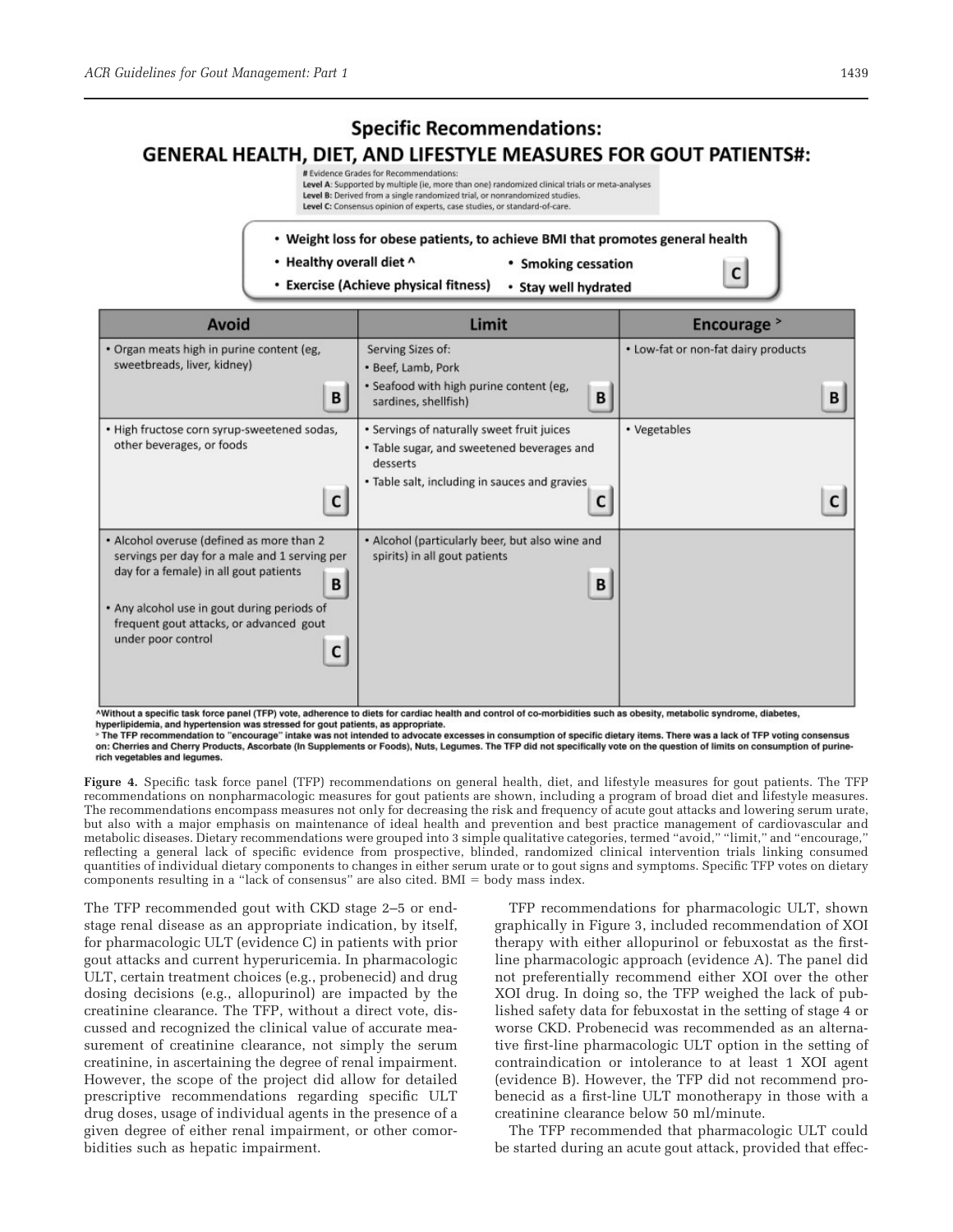## Specific Recommendations:

## GENERAL HEALTH, DIET, AND LIFESTYLE MEASURES FOR GOUT PATIENTS#:

# Evidence Grades for Recommendations:
**Level A**: Supported by multiple (ie, more than one) randomized clinical trials or meta-analyses
**Level B**: Derived from a single randomized trial, or nonrandomized studies.
**Level C**: Consensus opinion of experts, case studies, or standard-of-care.

- **Weight loss for obese patients, to achieve BMI that promotes general health**
- **Healthy overall diet ^**
- **Smoking cessation**
- **Exercise (Achieve physical fitness)**
- **Stay well hydrated**

**C**

| Avoid | Limit | Encourage ˃ |
|---|---|---|
| • Organ meats high in purine content (eg, sweetbreads, liver, kidney) **B** | Serving Sizes of: • Beef, Lamb, Pork • Seafood with high purine content (eg, sardines, shellfish) **B** | • Low-fat or non-fat dairy products **B** |
| • High fructose corn syrup-sweetened sodas, other beverages, or foods **C** | • Servings of naturally sweet fruit juices • Table sugar, and sweetened beverages and desserts • Table salt, including in sauces and gravies **C** | • Vegetables **C** |
| • Alcohol overuse (defined as more than 2 servings per day for a male and 1 serving per day for a female) in all gout patients **B** • Any alcohol use in gout during periods of frequent gout attacks, or advanced gout under poor control **C** | • Alcohol (particularly beer, but also wine and spirits) in all gout patients **B** | |

^Without a specific task force panel (TFP) vote, adherence to diets for cardiac health and control of co-morbidities such as obesity, metabolic syndrome, diabetes, hyperlipidemia, and hypertension was stressed for gout patients, as appropriate.

˃ The TFP recommendation to "encourage" intake was not intended to advocate excesses in consumption of specific dietary items. There was a lack of TFP voting consensus on: Cherries and Cherry Products, Ascorbate (In Supplements or Foods), Nuts, Legumes. The TFP did not specifically vote on the question of limits on consumption of purine-rich vegetables and legumes.

**Figure 4.** Specific task force panel (TFP) recommendations on general health, diet, and lifestyle measures for gout patients. The TFP recommendations on nonpharmacologic measures for gout patients are shown, including a program of broad diet and lifestyle measures. The recommendations encompass measures not only for decreasing the risk and frequency of acute gout attacks and lowering serum urate, but also with a major emphasis on maintenance of ideal health and prevention and best practice management of cardiovascular and metabolic diseases. Dietary recommendations were grouped into 3 simple qualitative categories, termed "avoid," "limit," and "encourage," reflecting a general lack of specific evidence from prospective, blinded, randomized clinical intervention trials linking consumed quantities of individual dietary components to changes in either serum urate or to gout signs and symptoms. Specific TFP votes on dietary components resulting in a "lack of consensus" are also cited. BMI = body mass index.

The TFP recommended gout with CKD stage 2–5 or end-stage renal disease as an appropriate indication, by itself, for pharmacologic ULT (evidence C) in patients with prior gout attacks and current hyperuricemia. In pharmacologic ULT, certain treatment choices (e.g., probenecid) and drug dosing decisions (e.g., allopurinol) are impacted by the creatinine clearance. The TFP, without a direct vote, discussed and recognized the clinical value of accurate measurement of creatinine clearance, not simply the serum creatinine, in ascertaining the degree of renal impairment. However, the scope of the project did allow for detailed prescriptive recommendations regarding specific ULT drug doses, usage of individual agents in the presence of a given degree of either renal impairment, or other comorbidities such as hepatic impairment.

TFP recommendations for pharmacologic ULT, shown graphically in Figure 3, included recommendation of XOI therapy with either allopurinol or febuxostat as the first-line pharmacologic approach (evidence A). The panel did not preferentially recommend either XOI over the other XOI drug. In doing so, the TFP weighed the lack of published safety data for febuxostat in the setting of stage 4 or worse CKD. Probenecid was recommended as an alternative first-line pharmacologic ULT option in the setting of contraindication or intolerance to at least 1 XOI agent (evidence B). However, the TFP did not recommend probenecid as a first-line ULT monotherapy in those with a creatinine clearance below 50 ml/minute.

The TFP recommended that pharmacologic ULT could be started during an acute gout attack, provided that effec-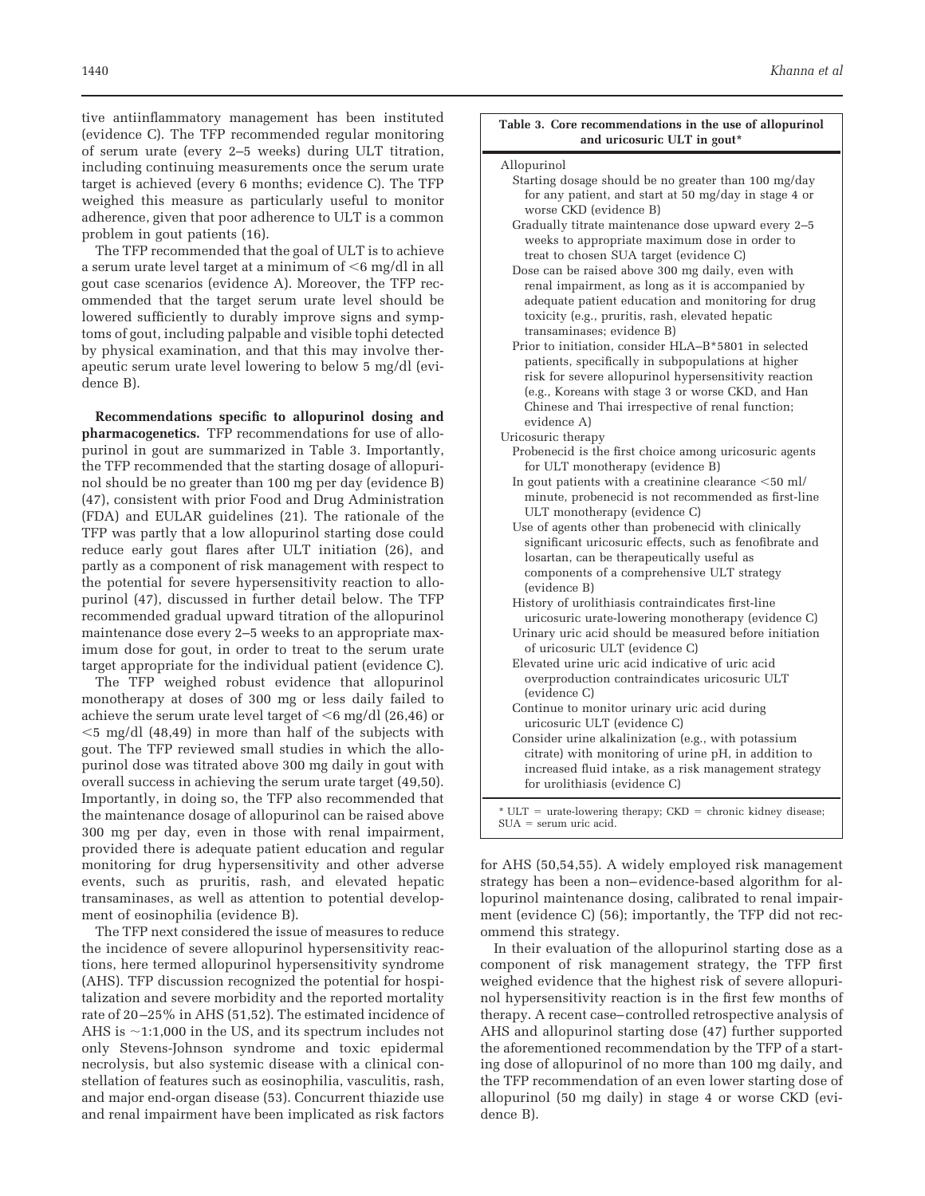tive antiinflammatory management has been instituted (evidence C). The TFP recommended regular monitoring of serum urate (every 2–5 weeks) during ULT titration, including continuing measurements once the serum urate target is achieved (every 6 months; evidence C). The TFP weighed this measure as particularly useful to monitor adherence, given that poor adherence to ULT is a common problem in gout patients (16).

The TFP recommended that the goal of ULT is to achieve a serum urate level target at a minimum of <6 mg/dl in all gout case scenarios (evidence A). Moreover, the TFP recommended that the target serum urate level should be lowered sufficiently to durably improve signs and symptoms of gout, including palpable and visible tophi detected by physical examination, and that this may involve therapeutic serum urate level lowering to below 5 mg/dl (evidence B).

**Recommendations specific to allopurinol dosing and pharmacogenetics.** TFP recommendations for use of allopurinol in gout are summarized in Table 3. Importantly, the TFP recommended that the starting dosage of allopurinol should be no greater than 100 mg per day (evidence B) (47), consistent with prior Food and Drug Administration (FDA) and EULAR guidelines (21). The rationale of the TFP was partly that a low allopurinol starting dose could reduce early gout flares after ULT initiation (26), and partly as a component of risk management with respect to the potential for severe hypersensitivity reaction to allopurinol (47), discussed in further detail below. The TFP recommended gradual upward titration of the allopurinol maintenance dose every 2–5 weeks to an appropriate maximum dose for gout, in order to treat to the serum urate target appropriate for the individual patient (evidence C).

The TFP weighed robust evidence that allopurinol monotherapy at doses of 300 mg or less daily failed to achieve the serum urate level target of <6 mg/dl (26,46) or <5 mg/dl (48,49) in more than half of the subjects with gout. The TFP reviewed small studies in which the allopurinol dose was titrated above 300 mg daily in gout with overall success in achieving the serum urate target (49,50). Importantly, in doing so, the TFP also recommended that the maintenance dosage of allopurinol can be raised above 300 mg per day, even in those with renal impairment, provided there is adequate patient education and regular monitoring for drug hypersensitivity and other adverse events, such as pruritis, rash, and elevated hepatic transaminases, as well as attention to potential development of eosinophilia (evidence B).

The TFP next considered the issue of measures to reduce the incidence of severe allopurinol hypersensitivity reactions, here termed allopurinol hypersensitivity syndrome (AHS). TFP discussion recognized the potential for hospitalization and severe morbidity and the reported mortality rate of 20–25% in AHS (51,52). The estimated incidence of AHS is ~1:1,000 in the US, and its spectrum includes not only Stevens-Johnson syndrome and toxic epidermal necrolysis, but also systemic disease with a clinical constellation of features such as eosinophilia, vasculitis, rash, and major end-organ disease (53). Concurrent thiazide use and renal impairment have been implicated as risk factors for AHS (50,54,55). A widely employed risk management strategy has been a non–evidence-based algorithm for allopurinol maintenance dosing, calibrated to renal impairment (evidence C) (56); importantly, the TFP did not recommend this strategy.

In their evaluation of the allopurinol starting dose as a component of risk management strategy, the TFP first weighed evidence that the highest risk of severe allopurinol hypersensitivity reaction is in the first few months of therapy. A recent case–controlled retrospective analysis of AHS and allopurinol starting dose (47) further supported the aforementioned recommendation by the TFP of a starting dose of allopurinol of no more than 100 mg daily, and the TFP recommendation of an even lower starting dose of allopurinol (50 mg daily) in stage 4 or worse CKD (evidence B).

**Table 3. Core recommendations in the use of allopurinol and uricosuric ULT in gout***

| |
|---|
| **Allopurinol** |
| Starting dosage should be no greater than 100 mg/day for any patient, and start at 50 mg/day in stage 4 or worse CKD (evidence B) |
| Gradually titrate maintenance dose upward every 2–5 weeks to appropriate maximum dose in order to treat to chosen SUA target (evidence C) |
| Dose can be raised above 300 mg daily, even with renal impairment, as long as it is accompanied by adequate patient education and monitoring for drug toxicity (e.g., pruritis, rash, elevated hepatic transaminases; evidence B) |
| Prior to initiation, consider HLA–B*5801 in selected patients, specifically in subpopulations at higher risk for severe allopurinol hypersensitivity reaction (e.g., Koreans with stage 3 or worse CKD, and Han Chinese and Thai irrespective of renal function; evidence A) |
| **Uricosuric therapy** |
| Probenecid is the first choice among uricosuric agents for ULT monotherapy (evidence B) |
| In gout patients with a creatinine clearance <50 ml/minute, probenecid is not recommended as first-line ULT monotherapy (evidence C) |
| Use of agents other than probenecid with clinically significant uricosuric effects, such as fenofibrate and losartan, can be therapeutically useful as components of a comprehensive ULT strategy (evidence B) |
| History of urolithiasis contraindicates first-line uricosuric urate-lowering monotherapy (evidence C) |
| Urinary uric acid should be measured before initiation of uricosuric ULT (evidence C) |
| Elevated urine uric acid indicative of uric acid overproduction contraindicates uricosuric ULT (evidence C) |
| Continue to monitor urinary uric acid during uricosuric ULT (evidence C) |
| Consider urine alkalinization (e.g., with potassium citrate) with monitoring of urine pH, in addition to increased fluid intake, as a risk management strategy for urolithiasis (evidence C) |

* ULT = urate-lowering therapy; CKD = chronic kidney disease; SUA = serum uric acid.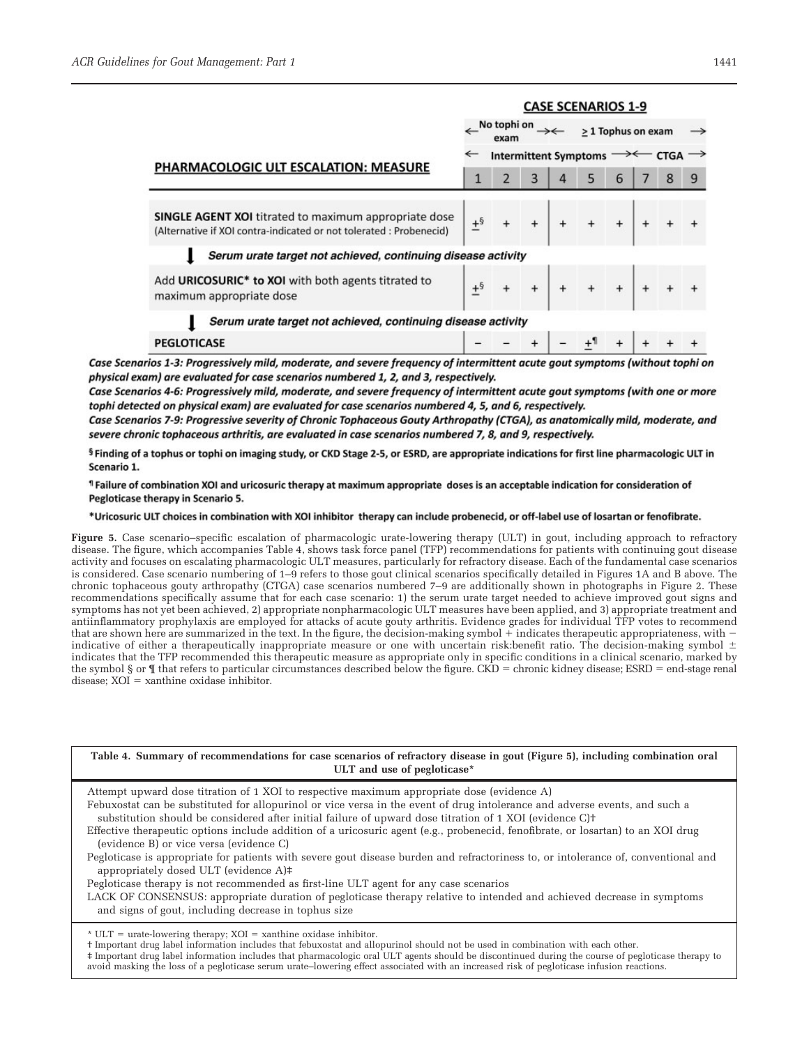| PHARMACOLOGIC ULT ESCALATION: MEASURE | No tophi on exam | | | ≥ 1 Tophus on exam | | | | | |
|---|---|---|---|---|---|---|---|---|---|
| | Intermittent Symptoms | | | | | | CTGA | | |
| | 1 | 2 | 3 | 4 | 5 | 6 | 7 | 8 | 9 |
| **SINGLE AGENT XOI** titrated to maximum appropriate dose (Alternative if XOI contra-indicated or not tolerated : Probenecid) | ±§ | + | + | + | + | + | + | + | + |
| ↓ *Serum urate target not achieved, continuing disease activity* | | | | | | | | | |
| Add **URICOSURIC\* to XOI** with both agents titrated to maximum appropriate dose | ±§ | + | + | + | + | + | + | + | + |
| ↓ *Serum urate target not achieved, continuing disease activity* | | | | | | | | | |
| **PEGLOTICASE** | − | − | + | − | ±¶ | + | + | + | + |

***Case Scenarios 1-3: Progressively mild, moderate, and severe frequency of intermittent acute gout symptoms (without tophi on physical exam) are evaluated for case scenarios numbered 1, 2, and 3, respectively.***

***Case Scenarios 4-6: Progressively mild, moderate, and severe frequency of intermittent acute gout symptoms (with one or more tophi detected on physical exam) are evaluated for case scenarios numbered 4, 5, and 6, respectively.***

***Case Scenarios 7-9: Progressive severity of Chronic Tophaceous Gouty Arthropathy (CTGA), as anatomically mild, moderate, and severe chronic tophaceous arthritis, are evaluated in case scenarios numbered 7, 8, and 9, respectively.***

**§ Finding of a tophus or tophi on imaging study, or CKD Stage 2-5, or ESRD, are appropriate indications for first line pharmacologic ULT in Scenario 1.**

**¶ Failure of combination XOI and uricosuric therapy at maximum appropriate doses is an acceptable indication for consideration of Pegloticase therapy in Scenario 5.**

**\*Uricosuric ULT choices in combination with XOI inhibitor therapy can include probenecid, or off-label use of losartan or fenofibrate.**

**Figure 5.** Case scenario–specific escalation of pharmacologic urate-lowering therapy (ULT) in gout, including approach to refractory disease. The figure, which accompanies Table 4, shows task force panel (TFP) recommendations for patients with continuing gout disease activity and focuses on escalating pharmacologic ULT measures, particularly for refractory disease. Each of the fundamental case scenarios is considered. Case scenario numbering of 1–9 refers to those gout clinical scenarios specifically detailed in Figures 1A and B above. The chronic tophaceous gouty arthropathy (CTGA) case scenarios numbered 7–9 are additionally shown in photographs in Figure 2. These recommendations specifically assume that for each case scenario: 1) the serum urate target needed to achieve improved gout signs and symptoms has not yet been achieved, 2) appropriate nonpharmacologic ULT measures have been applied, and 3) appropriate treatment and antiinflammatory prophylaxis are employed for attacks of acute gouty arthritis. Evidence grades for individual TFP votes to recommend that are shown here are summarized in the text. In the figure, the decision-making symbol + indicates therapeutic appropriateness, with − indicative of either a therapeutically inappropriate measure or one with uncertain risk:benefit ratio. The decision-making symbol ± indicates that the TFP recommended this therapeutic measure as appropriate only in specific conditions in a clinical scenario, marked by the symbol § or ¶ that refers to particular circumstances described below the figure. CKD = chronic kidney disease; ESRD = end-stage renal disease; XOI = xanthine oxidase inhibitor.

**Table 4. Summary of recommendations for case scenarios of refractory disease in gout (Figure 5), including combination oral ULT and use of pegloticase\***

Attempt upward dose titration of 1 XOI to respective maximum appropriate dose (evidence A)

Febuxostat can be substituted for allopurinol or vice versa in the event of drug intolerance and adverse events, and such a substitution should be considered after initial failure of upward dose titration of 1 XOI (evidence C)†

Effective therapeutic options include addition of a uricosuric agent (e.g., probenecid, fenofibrate, or losartan) to an XOI drug (evidence B) or vice versa (evidence C)

Pegloticase is appropriate for patients with severe gout disease burden and refractoriness to, or intolerance of, conventional and appropriately dosed ULT (evidence A)‡

Pegloticase therapy is not recommended as first-line ULT agent for any case scenarios

LACK OF CONSENSUS: appropriate duration of pegloticase therapy relative to intended and achieved decrease in symptoms and signs of gout, including decrease in tophus size

\* ULT = urate-lowering therapy; XOI = xanthine oxidase inhibitor.
† Important drug label information includes that febuxostat and allopurinol should not be used in combination with each other.
‡ Important drug label information includes that pharmacologic oral ULT agents should be discontinued during the course of pegloticase therapy to avoid masking the loss of a pegloticase serum urate–lowering effect associated with an increased risk of pegloticase infusion reactions.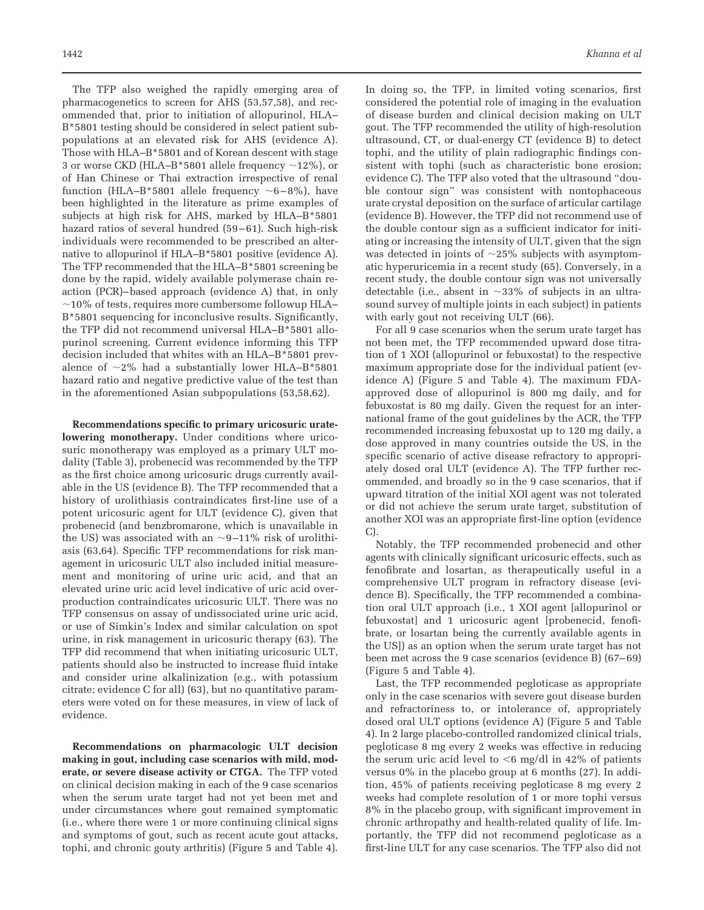The TFP also weighed the rapidly emerging area of pharmacogenetics to screen for AHS (53,57,58), and recommended that, prior to initiation of allopurinol, HLA–B*5801 testing should be considered in select patient subpopulations at an elevated risk for AHS (evidence A). Those with HLA–B*5801 and of Korean descent with stage 3 or worse CKD (HLA–B*5801 allele frequency ~12%), or of Han Chinese or Thai extraction irrespective of renal function (HLA–B*5801 allele frequency ~6–8%), have been highlighted in the literature as prime examples of subjects at high risk for AHS, marked by HLA–B*5801 hazard ratios of several hundred (59–61). Such high-risk individuals were recommended to be prescribed an alternative to allopurinol if HLA–B*5801 positive (evidence A). The TFP recommended that the HLA–B*5801 screening be done by the rapid, widely available polymerase chain reaction (PCR)–based approach (evidence A) that, in only ~10% of tests, requires more cumbersome followup HLA–B*5801 sequencing for inconclusive results. Significantly, the TFP did not recommend universal HLA–B*5801 allopurinol screening. Current evidence informing this TFP decision included that whites with an HLA–B*5801 prevalence of ~2% had a substantially lower HLA–B*5801 hazard ratio and negative predictive value of the test than in the aforementioned Asian subpopulations (53,58,62).

**Recommendations specific to primary uricosuric urate-lowering monotherapy.** Under conditions where uricosuric monotherapy was employed as a primary ULT modality (Table 3), probenecid was recommended by the TFP as the first choice among uricosuric drugs currently available in the US (evidence B). The TFP recommended that a history of urolithiasis contraindicates first-line use of a potent uricosuric agent for ULT (evidence C), given that probenecid (and benzbromarone, which is unavailable in the US) was associated with an ~9–11% risk of urolithiasis (63,64). Specific TFP recommendations for risk management in uricosuric ULT also included initial measurement and monitoring of urine uric acid, and that an elevated urine uric acid level indicative of uric acid overproduction contraindicates uricosuric ULT. There was no TFP consensus on assay of undissociated urine uric acid, or use of Simkin's Index and similar calculation on spot urine, in risk management in uricosuric therapy (63). The TFP did recommend that when initiating uricosuric ULT, patients should also be instructed to increase fluid intake and consider urine alkalinization (e.g., with potassium citrate; evidence C for all) (63), but no quantitative parameters were voted on for these measures, in view of lack of evidence.

**Recommendations on pharmacologic ULT decision making in gout, including case scenarios with mild, moderate, or severe disease activity or CTGA.** The TFP voted on clinical decision making in each of the 9 case scenarios when the serum urate target had not yet been met and under circumstances where gout remained symptomatic (i.e., where there were 1 or more continuing clinical signs and symptoms of gout, such as recent acute gout attacks, tophi, and chronic gouty arthritis) (Figure 5 and Table 4). In doing so, the TFP, in limited voting scenarios, first considered the potential role of imaging in the evaluation of disease burden and clinical decision making on ULT gout. The TFP recommended the utility of high-resolution ultrasound, CT, or dual-energy CT (evidence B) to detect tophi, and the utility of plain radiographic findings consistent with tophi (such as characteristic bone erosion; evidence C). The TFP also voted that the ultrasound "double contour sign" was consistent with nontophaceous urate crystal deposition on the surface of articular cartilage (evidence B). However, the TFP did not recommend use of the double contour sign as a sufficient indicator for initiating or increasing the intensity of ULT, given that the sign was detected in joints of ~25% subjects with asymptomatic hyperuricemia in a recent study (65). Conversely, in a recent study, the double contour sign was not universally detectable (i.e., absent in ~33% of subjects in an ultrasound survey of multiple joints in each subject) in patients with early gout not receiving ULT (66).

For all 9 case scenarios when the serum urate target has not been met, the TFP recommended upward dose titration of 1 XOI (allopurinol or febuxostat) to the respective maximum appropriate dose for the individual patient (evidence A) (Figure 5 and Table 4). The maximum FDA-approved dose of allopurinol is 800 mg daily, and for febuxostat is 80 mg daily. Given the request for an international frame of the gout guidelines by the ACR, the TFP recommended increasing febuxostat up to 120 mg daily, a dose approved in many countries outside the US, in the specific scenario of active disease refractory to appropriately dosed oral ULT (evidence A). The TFP further recommended, and broadly so in the 9 case scenarios, that if upward titration of the initial XOI agent was not tolerated or did not achieve the serum urate target, substitution of another XOI was an appropriate first-line option (evidence C).

Notably, the TFP recommended probenecid and other agents with clinically significant uricosuric effects, such as fenofibrate and losartan, as therapeutically useful in a comprehensive ULT program in refractory disease (evidence B). Specifically, the TFP recommended a combination oral ULT approach (i.e., 1 XOI agent [allopurinol or febuxostat] and 1 uricosuric agent [probenecid, fenofibrate, or losartan being the currently available agents in the US]) as an option when the serum urate target has not been met across the 9 case scenarios (evidence B) (67–69) (Figure 5 and Table 4).

Last, the TFP recommended pegloticase as appropriate only in the case scenarios with severe gout disease burden and refractoriness to, or intolerance of, appropriately dosed oral ULT options (evidence A) (Figure 5 and Table 4). In 2 large placebo-controlled randomized clinical trials, pegloticase 8 mg every 2 weeks was effective in reducing the serum uric acid level to <6 mg/dl in 42% of patients versus 0% in the placebo group at 6 months (27). In addition, 45% of patients receiving pegloticase 8 mg every 2 weeks had complete resolution of 1 or more tophi versus 8% in the placebo group, with significant improvement in chronic arthropathy and health-related quality of life. Importantly, the TFP did not recommend pegloticase as a first-line ULT for any case scenarios. The TFP also did not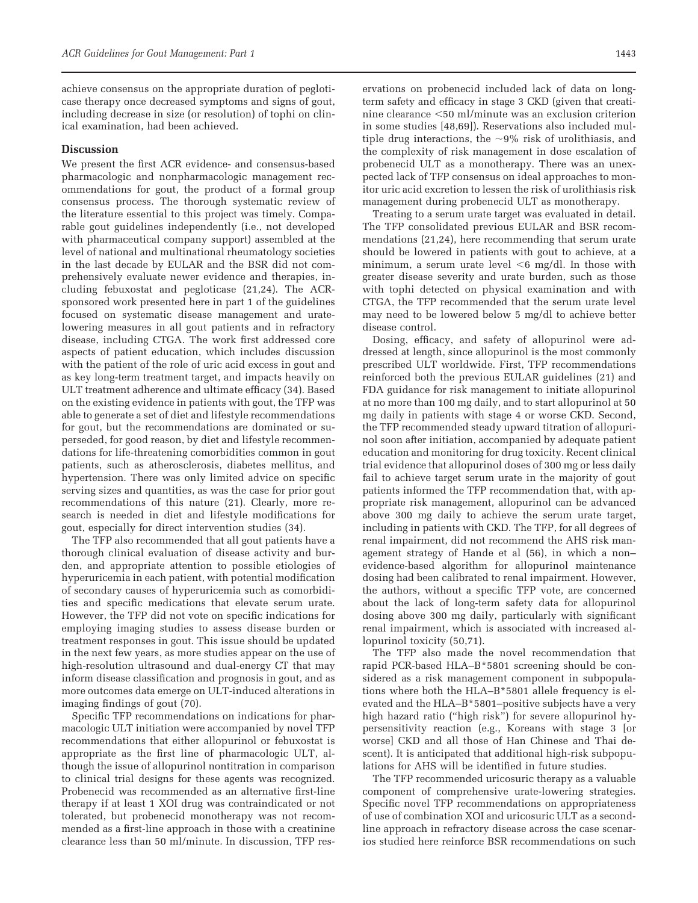achieve consensus on the appropriate duration of pegloticase therapy once decreased symptoms and signs of gout, including decrease in size (or resolution) of tophi on clinical examination, had been achieved.

## Discussion

We present the first ACR evidence- and consensus-based pharmacologic and nonpharmacologic management recommendations for gout, the product of a formal group consensus process. The thorough systematic review of the literature essential to this project was timely. Comparable gout guidelines independently (i.e., not developed with pharmaceutical company support) assembled at the level of national and multinational rheumatology societies in the last decade by EULAR and the BSR did not comprehensively evaluate newer evidence and therapies, including febuxostat and pegloticase (21,24). The ACR-sponsored work presented here in part 1 of the guidelines focused on systematic disease management and urate-lowering measures in all gout patients and in refractory disease, including CTGA. The work first addressed core aspects of patient education, which includes discussion with the patient of the role of uric acid excess in gout and as key long-term treatment target, and impacts heavily on ULT treatment adherence and ultimate efficacy (34). Based on the existing evidence in patients with gout, the TFP was able to generate a set of diet and lifestyle recommendations for gout, but the recommendations are dominated or superseded, for good reason, by diet and lifestyle recommendations for life-threatening comorbidities common in gout patients, such as atherosclerosis, diabetes mellitus, and hypertension. There was only limited advice on specific serving sizes and quantities, as was the case for prior gout recommendations of this nature (21). Clearly, more research is needed in diet and lifestyle modifications for gout, especially for direct intervention studies (34).

The TFP also recommended that all gout patients have a thorough clinical evaluation of disease activity and burden, and appropriate attention to possible etiologies of hyperuricemia in each patient, with potential modification of secondary causes of hyperuricemia such as comorbidities and specific medications that elevate serum urate. However, the TFP did not vote on specific indications for employing imaging studies to assess disease burden or treatment responses in gout. This issue should be updated in the next few years, as more studies appear on the use of high-resolution ultrasound and dual-energy CT that may inform disease classification and prognosis in gout, and as more outcomes data emerge on ULT-induced alterations in imaging findings of gout (70).

Specific TFP recommendations on indications for pharmacologic ULT initiation were accompanied by novel TFP recommendations that either allopurinol or febuxostat is appropriate as the first line of pharmacologic ULT, although the issue of allopurinol nontitration in comparison to clinical trial designs for these agents was recognized. Probenecid was recommended as an alternative first-line therapy if at least 1 XOI drug was contraindicated or not tolerated, but probenecid monotherapy was not recommended as a first-line approach in those with a creatinine clearance less than 50 ml/minute. In discussion, TFP reservations on probenecid included lack of data on long-term safety and efficacy in stage 3 CKD (given that creatinine clearance <50 ml/minute was an exclusion criterion in some studies [48,69]). Reservations also included multiple drug interactions, the ~9% risk of urolithiasis, and the complexity of risk management in dose escalation of probenecid ULT as a monotherapy. There was an unexpected lack of TFP consensus on ideal approaches to monitor uric acid excretion to lessen the risk of urolithiasis risk management during probenecid ULT as monotherapy.

Treating to a serum urate target was evaluated in detail. The TFP consolidated previous EULAR and BSR recommendations (21,24), here recommending that serum urate should be lowered in patients with gout to achieve, at a minimum, a serum urate level <6 mg/dl. In those with greater disease severity and urate burden, such as those with tophi detected on physical examination and with CTGA, the TFP recommended that the serum urate level may need to be lowered below 5 mg/dl to achieve better disease control.

Dosing, efficacy, and safety of allopurinol were addressed at length, since allopurinol is the most commonly prescribed ULT worldwide. First, TFP recommendations reinforced both the previous EULAR guidelines (21) and FDA guidance for risk management to initiate allopurinol at no more than 100 mg daily, and to start allopurinol at 50 mg daily in patients with stage 4 or worse CKD. Second, the TFP recommended steady upward titration of allopurinol soon after initiation, accompanied by adequate patient education and monitoring for drug toxicity. Recent clinical trial evidence that allopurinol doses of 300 mg or less daily fail to achieve target serum urate in the majority of gout patients informed the TFP recommendation that, with appropriate risk management, allopurinol can be advanced above 300 mg daily to achieve the serum urate target, including in patients with CKD. The TFP, for all degrees of renal impairment, did not recommend the AHS risk management strategy of Hande et al (56), in which a non–evidence-based algorithm for allopurinol maintenance dosing had been calibrated to renal impairment. However, the authors, without a specific TFP vote, are concerned about the lack of long-term safety data for allopurinol dosing above 300 mg daily, particularly with significant renal impairment, which is associated with increased allopurinol toxicity (50,71).

The TFP also made the novel recommendation that rapid PCR-based HLA–B*5801 screening should be considered as a risk management component in subpopulations where both the HLA–B*5801 allele frequency is elevated and the HLA–B*5801–positive subjects have a very high hazard ratio ("high risk") for severe allopurinol hypersensitivity reaction (e.g., Koreans with stage 3 [or worse] CKD and all those of Han Chinese and Thai descent). It is anticipated that additional high-risk subpopulations for AHS will be identified in future studies.

The TFP recommended uricosuric therapy as a valuable component of comprehensive urate-lowering strategies. Specific novel TFP recommendations on appropriateness of use of combination XOI and uricosuric ULT as a second-line approach in refractory disease across the case scenarios studied here reinforce BSR recommendations on such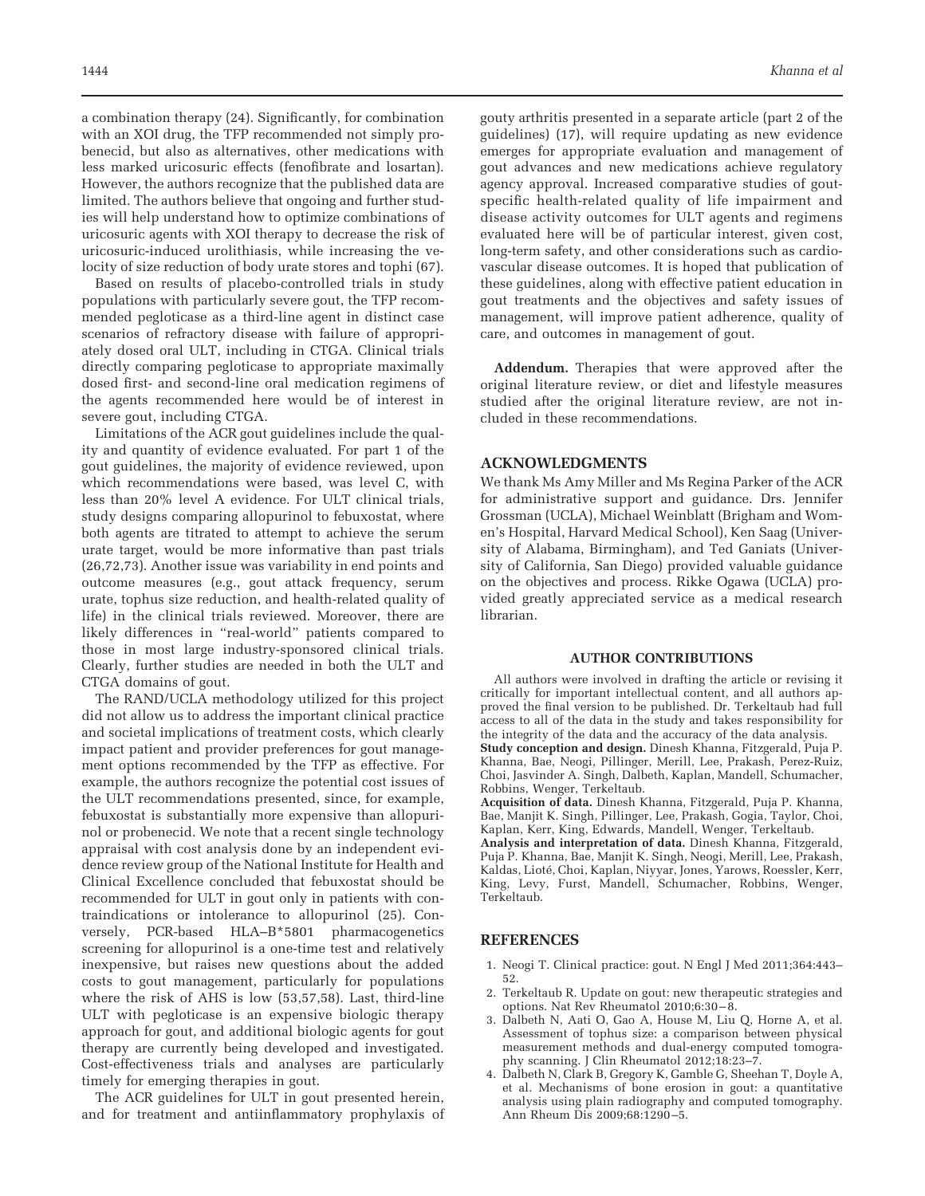a combination therapy (24). Significantly, for combination with an XOI drug, the TFP recommended not simply probenecid, but also as alternatives, other medications with less marked uricosuric effects (fenofibrate and losartan). However, the authors recognize that the published data are limited. The authors believe that ongoing and further studies will help understand how to optimize combinations of uricosuric agents with XOI therapy to decrease the risk of uricosuric-induced urolithiasis, while increasing the velocity of size reduction of body urate stores and tophi (67).

Based on results of placebo-controlled trials in study populations with particularly severe gout, the TFP recommended pegloticase as a third-line agent in distinct case scenarios of refractory disease with failure of appropriately dosed oral ULT, including in CTGA. Clinical trials directly comparing pegloticase to appropriate maximally dosed first- and second-line oral medication regimens of the agents recommended here would be of interest in severe gout, including CTGA.

Limitations of the ACR gout guidelines include the quality and quantity of evidence evaluated. For part 1 of the gout guidelines, the majority of evidence reviewed, upon which recommendations were based, was level C, with less than 20% level A evidence. For ULT clinical trials, study designs comparing allopurinol to febuxostat, where both agents are titrated to attempt to achieve the serum urate target, would be more informative than past trials (26,72,73). Another issue was variability in end points and outcome measures (e.g., gout attack frequency, serum urate, tophus size reduction, and health-related quality of life) in the clinical trials reviewed. Moreover, there are likely differences in "real-world" patients compared to those in most large industry-sponsored clinical trials. Clearly, further studies are needed in both the ULT and CTGA domains of gout.

The RAND/UCLA methodology utilized for this project did not allow us to address the important clinical practice and societal implications of treatment costs, which clearly impact patient and provider preferences for gout management options recommended by the TFP as effective. For example, the authors recognize the potential cost issues of the ULT recommendations presented, since, for example, febuxostat is substantially more expensive than allopurinol or probenecid. We note that a recent single technology appraisal with cost analysis done by an independent evidence review group of the National Institute for Health and Clinical Excellence concluded that febuxostat should be recommended for ULT in gout only in patients with contraindications or intolerance to allopurinol (25). Conversely, PCR-based HLA–B*5801 pharmacogenetics screening for allopurinol is a one-time test and relatively inexpensive, but raises new questions about the added costs to gout management, particularly for populations where the risk of AHS is low (53,57,58). Last, third-line ULT with pegloticase is an expensive biologic therapy approach for gout, and additional biologic agents for gout therapy are currently being developed and investigated. Cost-effectiveness trials and analyses are particularly timely for emerging therapies in gout.

The ACR guidelines for ULT in gout presented herein, and for treatment and antiinflammatory prophylaxis of gouty arthritis presented in a separate article (part 2 of the guidelines) (17), will require updating as new evidence emerges for appropriate evaluation and management of gout advances and new medications achieve regulatory agency approval. Increased comparative studies of gout-specific health-related quality of life impairment and disease activity outcomes for ULT agents and regimens evaluated here will be of particular interest, given cost, long-term safety, and other considerations such as cardiovascular disease outcomes. It is hoped that publication of these guidelines, along with effective patient education in gout treatments and the objectives and safety issues of management, will improve patient adherence, quality of care, and outcomes in management of gout.

**Addendum.** Therapies that were approved after the original literature review, or diet and lifestyle measures studied after the original literature review, are not included in these recommendations.

## ACKNOWLEDGMENTS

We thank Ms Amy Miller and Ms Regina Parker of the ACR for administrative support and guidance. Drs. Jennifer Grossman (UCLA), Michael Weinblatt (Brigham and Women's Hospital, Harvard Medical School), Ken Saag (University of Alabama, Birmingham), and Ted Ganiats (University of California, San Diego) provided valuable guidance on the objectives and process. Rikke Ogawa (UCLA) provided greatly appreciated service as a medical research librarian.

## AUTHOR CONTRIBUTIONS

All authors were involved in drafting the article or revising it critically for important intellectual content, and all authors approved the final version to be published. Dr. Terkeltaub had full access to all of the data in the study and takes responsibility for the integrity of the data and the accuracy of the data analysis.

**Study conception and design.** Dinesh Khanna, Fitzgerald, Puja P. Khanna, Bae, Neogi, Pillinger, Merill, Lee, Prakash, Perez-Ruiz, Choi, Jasvinder A. Singh, Dalbeth, Kaplan, Mandell, Schumacher, Robbins, Wenger, Terkeltaub.

**Acquisition of data.** Dinesh Khanna, Fitzgerald, Puja P. Khanna, Bae, Manjit K. Singh, Pillinger, Lee, Prakash, Gogia, Taylor, Choi, Kaplan, Kerr, King, Edwards, Mandell, Wenger, Terkeltaub.

**Analysis and interpretation of data.** Dinesh Khanna, Fitzgerald, Puja P. Khanna, Bae, Manjit K. Singh, Neogi, Merill, Lee, Prakash, Kaldas, Lioté, Choi, Kaplan, Niyyar, Jones, Yarows, Roessler, Kerr, King, Levy, Furst, Mandell, Schumacher, Robbins, Wenger, Terkeltaub.

## REFERENCES

1. Neogi T. Clinical practice: gout. N Engl J Med 2011;364:443–52.
2. Terkeltaub R. Update on gout: new therapeutic strategies and options. Nat Rev Rheumatol 2010;6:30–8.
3. Dalbeth N, Aati O, Gao A, House M, Liu Q, Horne A, et al. Assessment of tophus size: a comparison between physical measurement methods and dual-energy computed tomography scanning. J Clin Rheumatol 2012;18:23–7.
4. Dalbeth N, Clark B, Gregory K, Gamble G, Sheehan T, Doyle A, et al. Mechanisms of bone erosion in gout: a quantitative analysis using plain radiography and computed tomography. Ann Rheum Dis 2009;68:1290–5.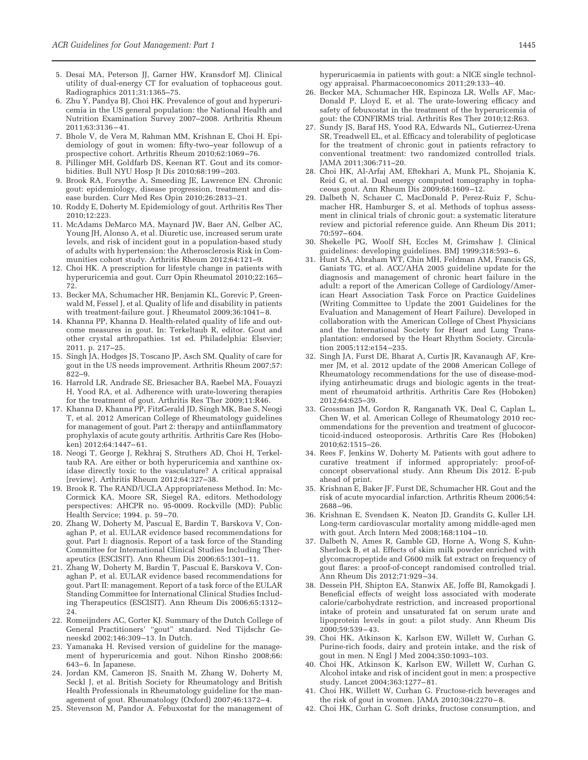5. Desai MA, Peterson JJ, Garner HW, Kransdorf MJ. Clinical utility of dual-energy CT for evaluation of tophaceous gout. Radiographics 2011;31:1365–75.
6. Zhu Y, Pandya BJ, Choi HK. Prevalence of gout and hyperuricemia in the US general population: the National Health and Nutrition Examination Survey 2007–2008. Arthritis Rheum 2011;63:3136–41.
7. Bhole V, de Vera M, Rahman MM, Krishnan E, Choi H. Epidemiology of gout in women: fifty-two–year followup of a prospective cohort. Arthritis Rheum 2010;62:1069–76.
8. Pillinger MH, Goldfarb DS, Keenan RT. Gout and its comorbidities. Bull NYU Hosp Jt Dis 2010;68:199–203.
9. Brook RA, Forsythe A, Smeeding JE, Lawrence EN. Chronic gout: epidemiology, disease progression, treatment and disease burden. Curr Med Res Opin 2010;26:2813–21.
10. Roddy E, Doherty M. Epidemiology of gout. Arthritis Res Ther 2010;12:223.
11. McAdams DeMarco MA, Maynard JW, Baer AN, Gelber AC, Young JH, Alonso A, et al. Diuretic use, increased serum urate levels, and risk of incident gout in a population-based study of adults with hypertension: the Atherosclerosis Risk in Communities cohort study. Arthritis Rheum 2012;64:121–9.
12. Choi HK. A prescription for lifestyle change in patients with hyperuricemia and gout. Curr Opin Rheumatol 2010;22:165–72.
13. Becker MA, Schumacher HR, Benjamin KL, Gorevic P, Greenwald M, Fessel J, et al. Quality of life and disability in patients with treatment-failure gout. J Rheumatol 2009;36:1041–8.
14. Khanna PP, Khanna D. Health-related quality of life and outcome measures in gout. In: Terkeltaub R, editor. Gout and other crystal arthropathies. 1st ed. Philadelphia: Elsevier; 2011. p. 217–25.
15. Singh JA, Hodges JS, Toscano JP, Asch SM. Quality of care for gout in the US needs improvement. Arthritis Rheum 2007;57:822–9.
16. Harrold LR, Andrade SE, Briesacher BA, Raebel MA, Fouayzi H, Yood RA, et al. Adherence with urate-lowering therapies for the treatment of gout. Arthritis Res Ther 2009;11:R46.
17. Khanna D, Khanna PP, FitzGerald JD, Singh MK, Bae S, Neogi T, et al. 2012 American College of Rheumatology guidelines for management of gout. Part 2: therapy and antiinflammatory prophylaxis of acute gouty arthritis. Arthritis Care Res (Hoboken) 2012;64:1447–61.
18. Neogi T, George J, Rekhraj S, Struthers AD, Choi H, Terkeltaub RA. Are either or both hyperuricemia and xanthine oxidase directly toxic to the vasculature? A critical appraisal [review]. Arthritis Rheum 2012;64:327–38.
19. Brook R. The RAND/UCLA Appropriateness Method. In: McCormick KA, Moore SR, Siegel RA, editors. Methodology perspectives: AHCPR no. 95-0009. Rockville (MD): Public Health Service; 1994. p. 59–70.
20. Zhang W, Doherty M, Pascual E, Bardin T, Barskova V, Conaghan P, et al. EULAR evidence based recommendations for gout. Part I: diagnosis. Report of a task force of the Standing Committee for International Clinical Studies Including Therapeutics (ESCISIT). Ann Rheum Dis 2006;65:1301–11.
21. Zhang W, Doherty M, Bardin T, Pascual E, Barskova V, Conaghan P, et al. EULAR evidence based recommendations for gout. Part II: management. Report of a task force of the EULAR Standing Committee for International Clinical Studies Including Therapeutics (ESCISIT). Ann Rheum Dis 2006;65:1312–24.
22. Romeijnders AC, Gorter KJ. Summary of the Dutch College of General Practitioners' "gout" standard. Ned Tijdschr Geneeskd 2002;146:309–13. In Dutch.
23. Yamanaka H. Revised version of guideline for the management of hyperuricemia and gout. Nihon Rinsho 2008;66:643–6. In Japanese.
24. Jordan KM, Cameron JS, Snaith M, Zhang W, Doherty M, Seckl J, et al. British Society for Rheumatology and British Health Professionals in Rheumatology guideline for the management of gout. Rheumatology (Oxford) 2007;46:1372–4.
25. Stevenson M, Pandor A. Febuxostat for the management of hyperuricaemia in patients with gout: a NICE single technology appraisal. Pharmacoeconomics 2011;29:133–40.
26. Becker MA, Schumacher HR, Espinoza LR, Wells AF, MacDonald P, Lloyd E, et al. The urate-lowering efficacy and safety of febuxostat in the treatment of the hyperuricemia of gout: the CONFIRMS trial. Arthritis Res Ther 2010;12:R63.
27. Sundy JS, Baraf HS, Yood RA, Edwards NL, Gutierrez-Urena SR, Treadwell EL, et al. Efficacy and tolerability of pegloticase for the treatment of chronic gout in patients refractory to conventional treatment: two randomized controlled trials. JAMA 2011;306:711–20.
28. Choi HK, Al-Arfaj AM, Eftekhari A, Munk PL, Shojania K, Reid G, et al. Dual energy computed tomography in tophaceous gout. Ann Rheum Dis 2009;68:1609–12.
29. Dalbeth N, Schauer C, MacDonald P, Perez-Ruiz F, Schumacher HR, Hamburger S, et al. Methods of tophus assessment in clinical trials of chronic gout: a systematic literature review and pictorial reference guide. Ann Rheum Dis 2011;70:597–604.
30. Shekelle PG, Woolf SH, Eccles M, Grimshaw J. Clinical guidelines: developing guidelines. BMJ 1999;318:593–6.
31. Hunt SA, Abraham WT, Chin MH, Feldman AM, Francis GS, Ganiats TG, et al. ACC/AHA 2005 guideline update for the diagnosis and management of chronic heart failure in the adult: a report of the American College of Cardiology/American Heart Association Task Force on Practice Guidelines (Writing Committee to Update the 2001 Guidelines for the Evaluation and Management of Heart Failure). Developed in collaboration with the American College of Chest Physicians and the International Society for Heart and Lung Transplantation: endorsed by the Heart Rhythm Society. Circulation 2005;112:e154–235.
32. Singh JA, Furst DE, Bharat A, Curtis JR, Kavanaugh AF, Kremer JM, et al. 2012 update of the 2008 American College of Rheumatology recommendations for the use of disease-modifying antirheumatic drugs and biologic agents in the treatment of rheumatoid arthritis. Arthritis Care Res (Hoboken) 2012;64:625–39.
33. Grossman JM, Gordon R, Ranganath VK, Deal C, Caplan L, Chen W, et al. American College of Rheumatology 2010 recommendations for the prevention and treatment of glucocorticoid-induced osteoporosis. Arthritis Care Res (Hoboken) 2010;62:1515–26.
34. Rees F, Jenkins W, Doherty M. Patients with gout adhere to curative treatment if informed appropriately: proof-of-concept observational study. Ann Rheum Dis 2012. E-pub ahead of print.
35. Krishnan E, Baker JF, Furst DE, Schumacher HR. Gout and the risk of acute myocardial infarction. Arthritis Rheum 2006;54:2688–96.
36. Krishnan E, Svendsen K, Neaton JD, Grandits G, Kuller LH. Long-term cardiovascular mortality among middle-aged men with gout. Arch Intern Med 2008;168:1104–10.
37. Dalbeth N, Ames R, Gamble GD, Horne A, Wong S, Kuhn-Sherlock B, et al. Effects of skim milk powder enriched with glycomacropeptide and G600 milk fat extract on frequency of gout flares: a proof-of-concept randomised controlled trial. Ann Rheum Dis 2012;71:929–34.
38. Dessein PH, Shipton EA, Stanwix AE, Joffe BI, Ramokgadi J. Beneficial effects of weight loss associated with moderate calorie/carbohydrate restriction, and increased proportional intake of protein and unsaturated fat on serum urate and lipoprotein levels in gout: a pilot study. Ann Rheum Dis 2000;59:539–43.
39. Choi HK, Atkinson K, Karlson EW, Willett W, Curhan G. Purine-rich foods, dairy and protein intake, and the risk of gout in men. N Engl J Med 2004;350:1093–103.
40. Choi HK, Atkinson K, Karlson EW, Willett W, Curhan G. Alcohol intake and risk of incident gout in men: a prospective study. Lancet 2004;363:1277–81.
41. Choi HK, Willett W, Curhan G. Fructose-rich beverages and the risk of gout in women. JAMA 2010;304:2270–8.
42. Choi HK, Curhan G. Soft drinks, fructose consumption, and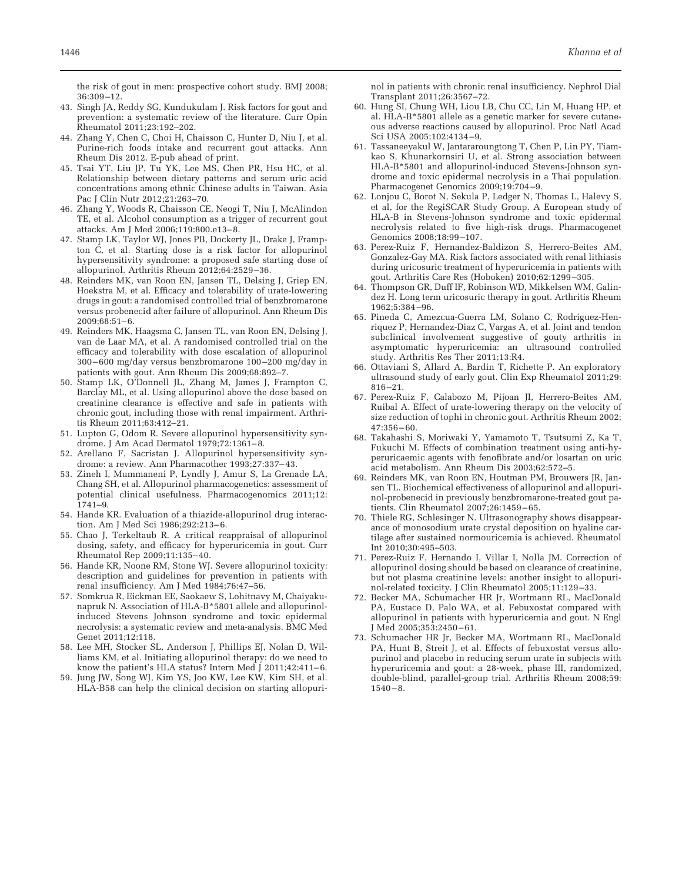the risk of gout in men: prospective cohort study. BMJ 2008; 36:309–12.

43. Singh JA, Reddy SG, Kundukulam J. Risk factors for gout and prevention: a systematic review of the literature. Curr Opin Rheumatol 2011;23:192–202.
44. Zhang Y, Chen C, Choi H, Chaisson C, Hunter D, Niu J, et al. Purine-rich foods intake and recurrent gout attacks. Ann Rheum Dis 2012. E-pub ahead of print.
45. Tsai YT, Liu JP, Tu YK, Lee MS, Chen PR, Hsu HC, et al. Relationship between dietary patterns and serum uric acid concentrations among ethnic Chinese adults in Taiwan. Asia Pac J Clin Nutr 2012;21:263–70.
46. Zhang Y, Woods R, Chaisson CE, Neogi T, Niu J, McAlindon TE, et al. Alcohol consumption as a trigger of recurrent gout attacks. Am J Med 2006;119:800.e13–8.
47. Stamp LK, Taylor WJ, Jones PB, Dockerty JL, Drake J, Frampton C, et al. Starting dose is a risk factor for allopurinol hypersensitivity syndrome: a proposed safe starting dose of allopurinol. Arthritis Rheum 2012;64:2529–36.
48. Reinders MK, van Roon EN, Jansen TL, Delsing J, Griep EN, Hoekstra M, et al. Efficacy and tolerability of urate-lowering drugs in gout: a randomised controlled trial of benzbromarone versus probenecid after failure of allopurinol. Ann Rheum Dis 2009;68:51–6.
49. Reinders MK, Haagsma C, Jansen TL, van Roon EN, Delsing J, van de Laar MA, et al. A randomised controlled trial on the efficacy and tolerability with dose escalation of allopurinol 300–600 mg/day versus benzbromarone 100–200 mg/day in patients with gout. Ann Rheum Dis 2009;68:892–7.
50. Stamp LK, O'Donnell JL, Zhang M, James J, Frampton C, Barclay ML, et al. Using allopurinol above the dose based on creatinine clearance is effective and safe in patients with chronic gout, including those with renal impairment. Arthritis Rheum 2011;63:412–21.
51. Lupton G, Odom R. Severe allopurinol hypersensitivity syndrome. J Am Acad Dermatol 1979;72:1361–8.
52. Arellano F, Sacristan J. Allopurinol hypersensitivity syndrome: a review. Ann Pharmacother 1993;27:337–43.
53. Zineh I, Mummaneni P, Lyndly J, Amur S, La Grenade LA, Chang SH, et al. Allopurinol pharmacogenetics: assessment of potential clinical usefulness. Pharmacogenomics 2011;12: 1741–9.
54. Hande KR. Evaluation of a thiazide-allopurinol drug interaction. Am J Med Sci 1986;292:213–6.
55. Chao J, Terkeltaub R. A critical reappraisal of allopurinol dosing, safety, and efficacy for hyperuricemia in gout. Curr Rheumatol Rep 2009;11:135–40.
56. Hande KR, Noone RM, Stone WJ. Severe allopurinol toxicity: description and guidelines for prevention in patients with renal insufficiency. Am J Med 1984;76:47–56.
57. Somkrua R, Eickman EE, Saokaew S, Lohitnavy M, Chaiyakunapruk N. Association of HLA-B*5801 allele and allopurinol-induced Stevens Johnson syndrome and toxic epidermal necrolysis: a systematic review and meta-analysis. BMC Med Genet 2011;12:118.
58. Lee MH, Stocker SL, Anderson J, Phillips EJ, Nolan D, Williams KM, et al. Initiating allopurinol therapy: do we need to know the patient's HLA status? Intern Med J 2011;42:411–6.
59. Jung JW, Song WJ, Kim YS, Joo KW, Lee KW, Kim SH, et al. HLA-B58 can help the clinical decision on starting allopurinol in patients with chronic renal insufficiency. Nephrol Dial Transplant 2011;26:3567–72.
60. Hung SI, Chung WH, Liou LB, Chu CC, Lin M, Huang HP, et al. HLA-B*5801 allele as a genetic marker for severe cutaneous adverse reactions caused by allopurinol. Proc Natl Acad Sci USA 2005;102:4134–9.
61. Tassaneeyakul W, Jantararoungtong T, Chen P, Lin PY, Tiamkao S, Khunarkornsiri U, et al. Strong association between HLA-B*5801 and allopurinol-induced Stevens-Johnson syndrome and toxic epidermal necrolysis in a Thai population. Pharmacogenet Genomics 2009;19:704–9.
62. Lonjou C, Borot N, Sekula P, Ledger N, Thomas L, Halevy S, et al, for the RegiSCAR Study Group. A European study of HLA-B in Stevens-Johnson syndrome and toxic epidermal necrolysis related to five high-risk drugs. Pharmacogenet Genomics 2008;18:99–107.
63. Perez-Ruiz F, Hernandez-Baldizon S, Herrero-Beites AM, Gonzalez-Gay MA. Risk factors associated with renal lithiasis during uricosuric treatment of hyperuricemia in patients with gout. Arthritis Care Res (Hoboken) 2010;62:1299–305.
64. Thompson GR, Duff IF, Robinson WD, Mikkelsen WM, Galindez H. Long term uricosuric therapy in gout. Arthritis Rheum 1962;5:384–96.
65. Pineda C, Amezcua-Guerra LM, Solano C, Rodriguez-Henriquez P, Hernandez-Diaz C, Vargas A, et al. Joint and tendon subclinical involvement suggestive of gouty arthritis in asymptomatic hyperuricemia: an ultrasound controlled study. Arthritis Res Ther 2011;13:R4.
66. Ottaviani S, Allard A, Bardin T, Richette P. An exploratory ultrasound study of early gout. Clin Exp Rheumatol 2011;29: 816–21.
67. Perez-Ruiz F, Calabozo M, Pijoan JI, Herrero-Beites AM, Ruibal A. Effect of urate-lowering therapy on the velocity of size reduction of tophi in chronic gout. Arthritis Rheum 2002; 47:356–60.
68. Takahashi S, Moriwaki Y, Yamamoto T, Tsutsumi Z, Ka T, Fukuchi M. Effects of combination treatment using anti-hyperuricaemic agents with fenofibrate and/or losartan on uric acid metabolism. Ann Rheum Dis 2003;62:572–5.
69. Reinders MK, van Roon EN, Houtman PM, Brouwers JR, Jansen TL. Biochemical effectiveness of allopurinol and allopurinol-probenecid in previously benzbromarone-treated gout patients. Clin Rheumatol 2007;26:1459–65.
70. Thiele RG, Schlesinger N. Ultrasonography shows disappearance of monosodium urate crystal deposition on hyaline cartilage after sustained normouricemia is achieved. Rheumatol Int 2010;30:495–503.
71. Perez-Ruiz F, Hernando I, Villar I, Nolla JM. Correction of allopurinol dosing should be based on clearance of creatinine, but not plasma creatinine levels: another insight to allopurinol-related toxicity. J Clin Rheumatol 2005;11:129–33.
72. Becker MA, Schumacher HR Jr, Wortmann RL, MacDonald PA, Eustace D, Palo WA, et al. Febuxostat compared with allopurinol in patients with hyperuricemia and gout. N Engl J Med 2005;353:2450–61.
73. Schumacher HR Jr, Becker MA, Wortmann RL, MacDonald PA, Hunt B, Streit J, et al. Effects of febuxostat versus allopurinol and placebo in reducing serum urate in subjects with hyperuricemia and gout: a 28-week, phase III, randomized, double-blind, parallel-group trial. Arthritis Rheum 2008;59: 1540–8.